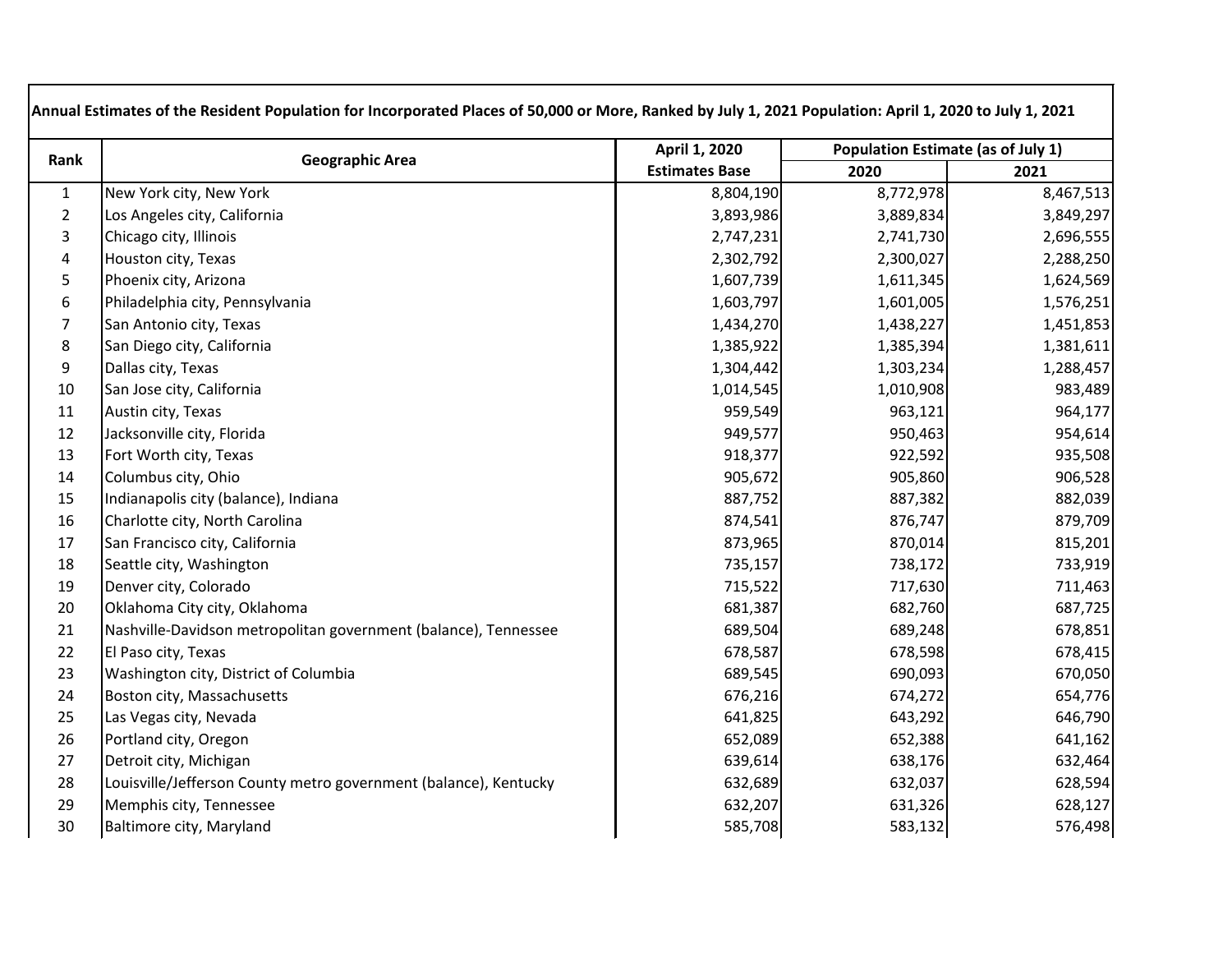**Annual Estimates of the Resident Population for Incorporated Places of 50,000 or More, Ranked by July 1, 2021 Population: April 1, 2020 to July 1, 2021**

| Rank | Geographic Area | April 1, 2020 Estimates Base | Population Estimate (as of July 1) | |
|---|---|---|---|---|
| | | | 2020 | 2021 |
| 1 | New York city, New York | 8,804,190 | 8,772,978 | 8,467,513 |
| 2 | Los Angeles city, California | 3,893,986 | 3,889,834 | 3,849,297 |
| 3 | Chicago city, Illinois | 2,747,231 | 2,741,730 | 2,696,555 |
| 4 | Houston city, Texas | 2,302,792 | 2,300,027 | 2,288,250 |
| 5 | Phoenix city, Arizona | 1,607,739 | 1,611,345 | 1,624,569 |
| 6 | Philadelphia city, Pennsylvania | 1,603,797 | 1,601,005 | 1,576,251 |
| 7 | San Antonio city, Texas | 1,434,270 | 1,438,227 | 1,451,853 |
| 8 | San Diego city, California | 1,385,922 | 1,385,394 | 1,381,611 |
| 9 | Dallas city, Texas | 1,304,442 | 1,303,234 | 1,288,457 |
| 10 | San Jose city, California | 1,014,545 | 1,010,908 | 983,489 |
| 11 | Austin city, Texas | 959,549 | 963,121 | 964,177 |
| 12 | Jacksonville city, Florida | 949,577 | 950,463 | 954,614 |
| 13 | Fort Worth city, Texas | 918,377 | 922,592 | 935,508 |
| 14 | Columbus city, Ohio | 905,672 | 905,860 | 906,528 |
| 15 | Indianapolis city (balance), Indiana | 887,752 | 887,382 | 882,039 |
| 16 | Charlotte city, North Carolina | 874,541 | 876,747 | 879,709 |
| 17 | San Francisco city, California | 873,965 | 870,014 | 815,201 |
| 18 | Seattle city, Washington | 735,157 | 738,172 | 733,919 |
| 19 | Denver city, Colorado | 715,522 | 717,630 | 711,463 |
| 20 | Oklahoma City city, Oklahoma | 681,387 | 682,760 | 687,725 |
| 21 | Nashville-Davidson metropolitan government (balance), Tennessee | 689,504 | 689,248 | 678,851 |
| 22 | El Paso city, Texas | 678,587 | 678,598 | 678,415 |
| 23 | Washington city, District of Columbia | 689,545 | 690,093 | 670,050 |
| 24 | Boston city, Massachusetts | 676,216 | 674,272 | 654,776 |
| 25 | Las Vegas city, Nevada | 641,825 | 643,292 | 646,790 |
| 26 | Portland city, Oregon | 652,089 | 652,388 | 641,162 |
| 27 | Detroit city, Michigan | 639,614 | 638,176 | 632,464 |
| 28 | Louisville/Jefferson County metro government (balance), Kentucky | 632,689 | 632,037 | 628,594 |
| 29 | Memphis city, Tennessee | 632,207 | 631,326 | 628,127 |
| 30 | Baltimore city, Maryland | 585,708 | 583,132 | 576,498 |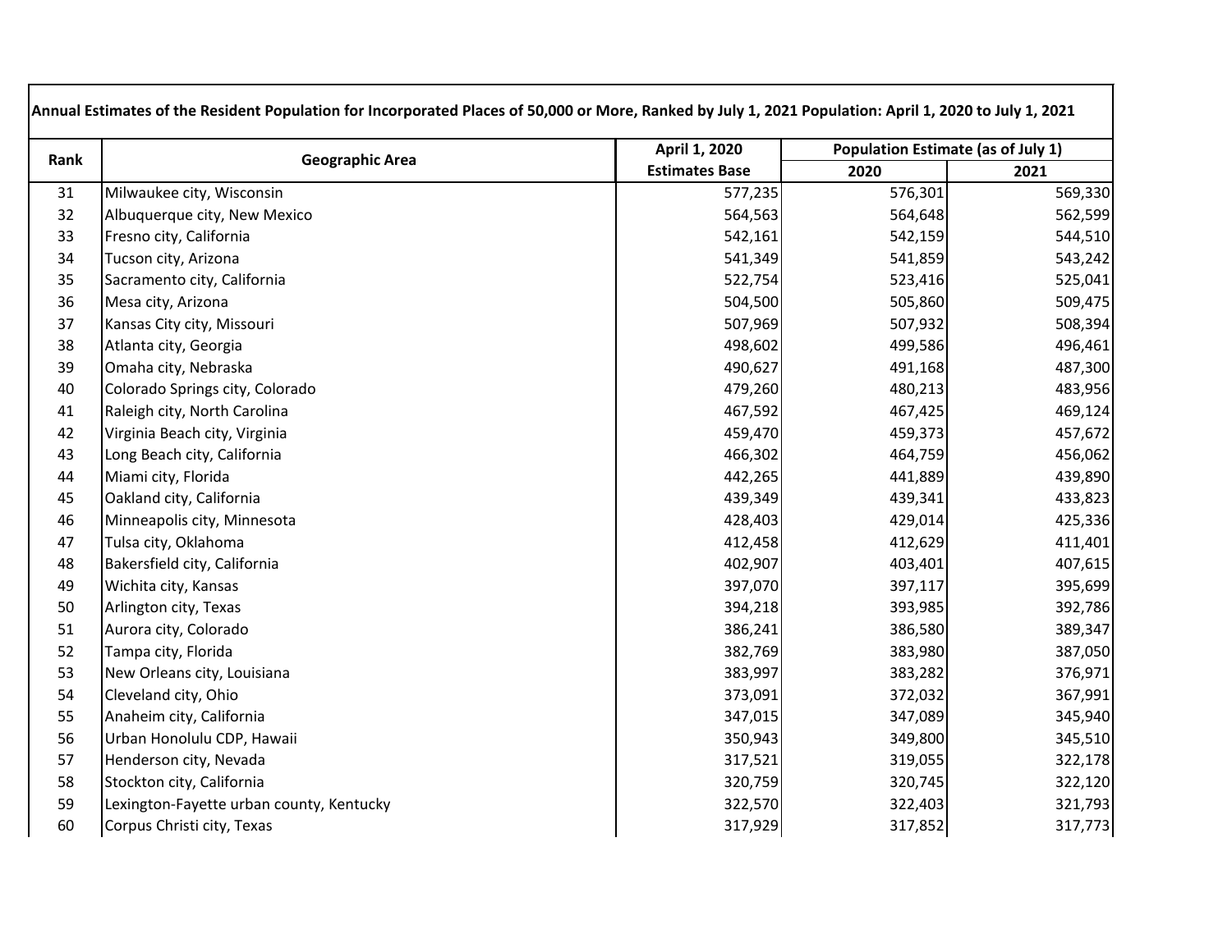**Annual Estimates of the Resident Population for Incorporated Places of 50,000 or More, Ranked by July 1, 2021 Population: April 1, 2020 to July 1, 2021**

| Rank | Geographic Area | April 1, 2020 | Population Estimate (as of July 1) | |
|---|---|---|---|---|
| | | Estimates Base | 2020 | 2021 |
| 31 | Milwaukee city, Wisconsin | 577,235 | 576,301 | 569,330 |
| 32 | Albuquerque city, New Mexico | 564,563 | 564,648 | 562,599 |
| 33 | Fresno city, California | 542,161 | 542,159 | 544,510 |
| 34 | Tucson city, Arizona | 541,349 | 541,859 | 543,242 |
| 35 | Sacramento city, California | 522,754 | 523,416 | 525,041 |
| 36 | Mesa city, Arizona | 504,500 | 505,860 | 509,475 |
| 37 | Kansas City city, Missouri | 507,969 | 507,932 | 508,394 |
| 38 | Atlanta city, Georgia | 498,602 | 499,586 | 496,461 |
| 39 | Omaha city, Nebraska | 490,627 | 491,168 | 487,300 |
| 40 | Colorado Springs city, Colorado | 479,260 | 480,213 | 483,956 |
| 41 | Raleigh city, North Carolina | 467,592 | 467,425 | 469,124 |
| 42 | Virginia Beach city, Virginia | 459,470 | 459,373 | 457,672 |
| 43 | Long Beach city, California | 466,302 | 464,759 | 456,062 |
| 44 | Miami city, Florida | 442,265 | 441,889 | 439,890 |
| 45 | Oakland city, California | 439,349 | 439,341 | 433,823 |
| 46 | Minneapolis city, Minnesota | 428,403 | 429,014 | 425,336 |
| 47 | Tulsa city, Oklahoma | 412,458 | 412,629 | 411,401 |
| 48 | Bakersfield city, California | 402,907 | 403,401 | 407,615 |
| 49 | Wichita city, Kansas | 397,070 | 397,117 | 395,699 |
| 50 | Arlington city, Texas | 394,218 | 393,985 | 392,786 |
| 51 | Aurora city, Colorado | 386,241 | 386,580 | 389,347 |
| 52 | Tampa city, Florida | 382,769 | 383,980 | 387,050 |
| 53 | New Orleans city, Louisiana | 383,997 | 383,282 | 376,971 |
| 54 | Cleveland city, Ohio | 373,091 | 372,032 | 367,991 |
| 55 | Anaheim city, California | 347,015 | 347,089 | 345,940 |
| 56 | Urban Honolulu CDP, Hawaii | 350,943 | 349,800 | 345,510 |
| 57 | Henderson city, Nevada | 317,521 | 319,055 | 322,178 |
| 58 | Stockton city, California | 320,759 | 320,745 | 322,120 |
| 59 | Lexington-Fayette urban county, Kentucky | 322,570 | 322,403 | 321,793 |
| 60 | Corpus Christi city, Texas | 317,929 | 317,852 | 317,773 |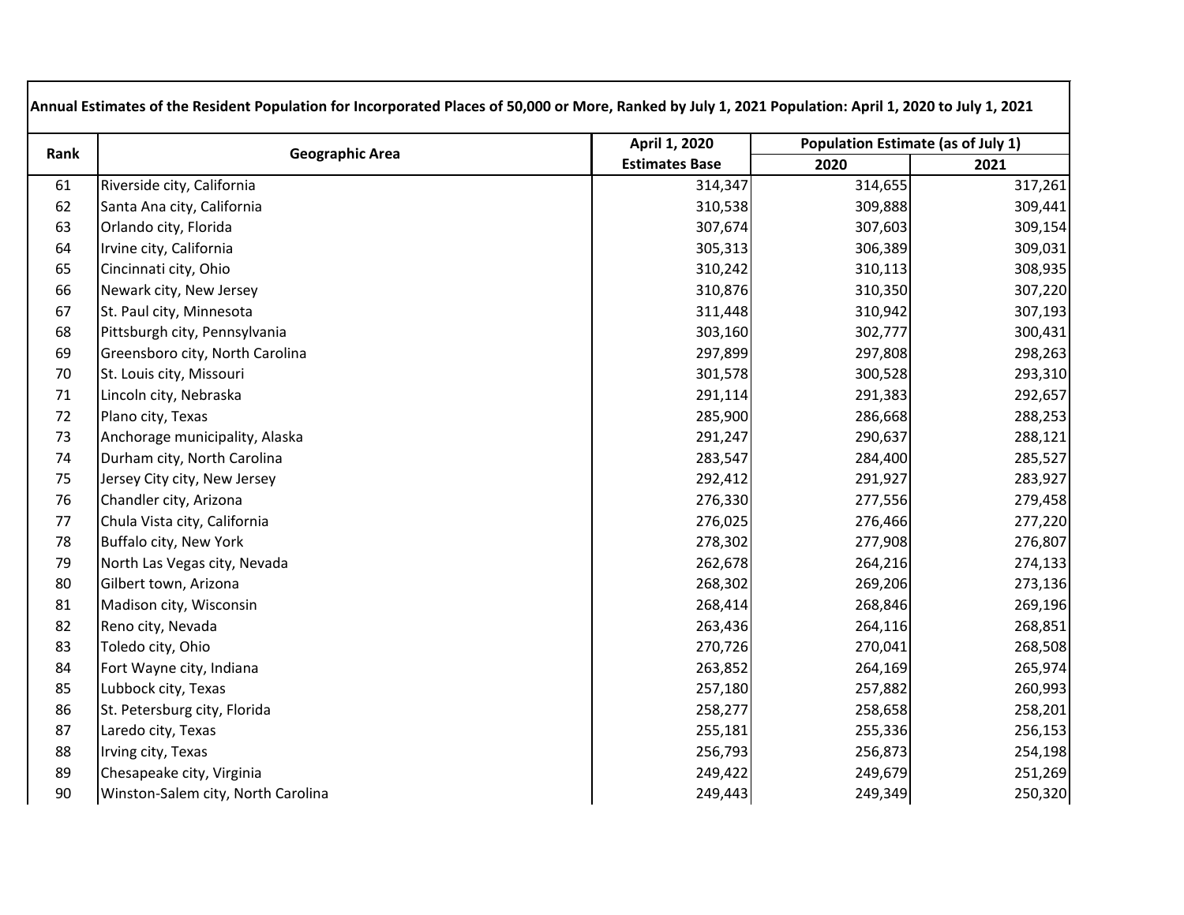| Annual Estimates of the Resident Population for Incorporated Places of 50,000 or More, Ranked by July 1, 2021 Population: April 1, 2020 to July 1, 2021 | | | | |
|---|---|---|---|---|
| Rank | Geographic Area | April 1, 2020 | Population Estimate (as of July 1) | |
| | | Estimates Base | 2020 | 2021 |
| 61 | Riverside city, California | 314,347 | 314,655 | 317,261 |
| 62 | Santa Ana city, California | 310,538 | 309,888 | 309,441 |
| 63 | Orlando city, Florida | 307,674 | 307,603 | 309,154 |
| 64 | Irvine city, California | 305,313 | 306,389 | 309,031 |
| 65 | Cincinnati city, Ohio | 310,242 | 310,113 | 308,935 |
| 66 | Newark city, New Jersey | 310,876 | 310,350 | 307,220 |
| 67 | St. Paul city, Minnesota | 311,448 | 310,942 | 307,193 |
| 68 | Pittsburgh city, Pennsylvania | 303,160 | 302,777 | 300,431 |
| 69 | Greensboro city, North Carolina | 297,899 | 297,808 | 298,263 |
| 70 | St. Louis city, Missouri | 301,578 | 300,528 | 293,310 |
| 71 | Lincoln city, Nebraska | 291,114 | 291,383 | 292,657 |
| 72 | Plano city, Texas | 285,900 | 286,668 | 288,253 |
| 73 | Anchorage municipality, Alaska | 291,247 | 290,637 | 288,121 |
| 74 | Durham city, North Carolina | 283,547 | 284,400 | 285,527 |
| 75 | Jersey City city, New Jersey | 292,412 | 291,927 | 283,927 |
| 76 | Chandler city, Arizona | 276,330 | 277,556 | 279,458 |
| 77 | Chula Vista city, California | 276,025 | 276,466 | 277,220 |
| 78 | Buffalo city, New York | 278,302 | 277,908 | 276,807 |
| 79 | North Las Vegas city, Nevada | 262,678 | 264,216 | 274,133 |
| 80 | Gilbert town, Arizona | 268,302 | 269,206 | 273,136 |
| 81 | Madison city, Wisconsin | 268,414 | 268,846 | 269,196 |
| 82 | Reno city, Nevada | 263,436 | 264,116 | 268,851 |
| 83 | Toledo city, Ohio | 270,726 | 270,041 | 268,508 |
| 84 | Fort Wayne city, Indiana | 263,852 | 264,169 | 265,974 |
| 85 | Lubbock city, Texas | 257,180 | 257,882 | 260,993 |
| 86 | St. Petersburg city, Florida | 258,277 | 258,658 | 258,201 |
| 87 | Laredo city, Texas | 255,181 | 255,336 | 256,153 |
| 88 | Irving city, Texas | 256,793 | 256,873 | 254,198 |
| 89 | Chesapeake city, Virginia | 249,422 | 249,679 | 251,269 |
| 90 | Winston-Salem city, North Carolina | 249,443 | 249,349 | 250,320 |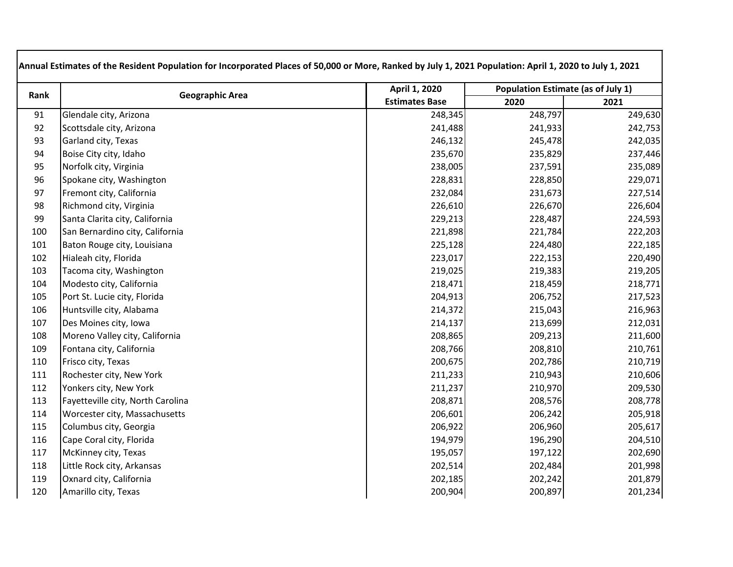**Annual Estimates of the Resident Population for Incorporated Places of 50,000 or More, Ranked by July 1, 2021 Population: April 1, 2020 to July 1, 2021**

| Rank | Geographic Area | April 1, 2020 Estimates Base | Population Estimate (as of July 1) | |
|---|---|---|---|---|
| | | | 2020 | 2021 |
| 91 | Glendale city, Arizona | 248,345 | 248,797 | 249,630 |
| 92 | Scottsdale city, Arizona | 241,488 | 241,933 | 242,753 |
| 93 | Garland city, Texas | 246,132 | 245,478 | 242,035 |
| 94 | Boise City city, Idaho | 235,670 | 235,829 | 237,446 |
| 95 | Norfolk city, Virginia | 238,005 | 237,591 | 235,089 |
| 96 | Spokane city, Washington | 228,831 | 228,850 | 229,071 |
| 97 | Fremont city, California | 232,084 | 231,673 | 227,514 |
| 98 | Richmond city, Virginia | 226,610 | 226,670 | 226,604 |
| 99 | Santa Clarita city, California | 229,213 | 228,487 | 224,593 |
| 100 | San Bernardino city, California | 221,898 | 221,784 | 222,203 |
| 101 | Baton Rouge city, Louisiana | 225,128 | 224,480 | 222,185 |
| 102 | Hialeah city, Florida | 223,017 | 222,153 | 220,490 |
| 103 | Tacoma city, Washington | 219,025 | 219,383 | 219,205 |
| 104 | Modesto city, California | 218,471 | 218,459 | 218,771 |
| 105 | Port St. Lucie city, Florida | 204,913 | 206,752 | 217,523 |
| 106 | Huntsville city, Alabama | 214,372 | 215,043 | 216,963 |
| 107 | Des Moines city, Iowa | 214,137 | 213,699 | 212,031 |
| 108 | Moreno Valley city, California | 208,865 | 209,213 | 211,600 |
| 109 | Fontana city, California | 208,766 | 208,810 | 210,761 |
| 110 | Frisco city, Texas | 200,675 | 202,786 | 210,719 |
| 111 | Rochester city, New York | 211,233 | 210,943 | 210,606 |
| 112 | Yonkers city, New York | 211,237 | 210,970 | 209,530 |
| 113 | Fayetteville city, North Carolina | 208,871 | 208,576 | 208,778 |
| 114 | Worcester city, Massachusetts | 206,601 | 206,242 | 205,918 |
| 115 | Columbus city, Georgia | 206,922 | 206,960 | 205,617 |
| 116 | Cape Coral city, Florida | 194,979 | 196,290 | 204,510 |
| 117 | McKinney city, Texas | 195,057 | 197,122 | 202,690 |
| 118 | Little Rock city, Arkansas | 202,514 | 202,484 | 201,998 |
| 119 | Oxnard city, California | 202,185 | 202,242 | 201,879 |
| 120 | Amarillo city, Texas | 200,904 | 200,897 | 201,234 |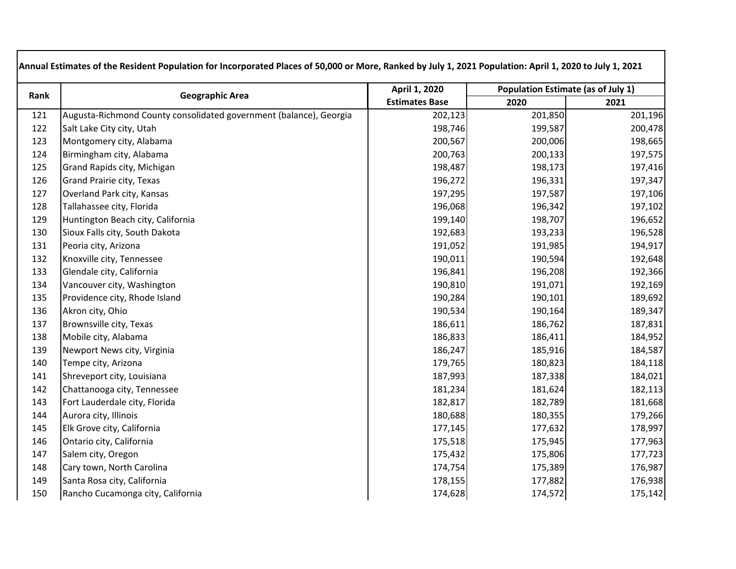| Annual Estimates of the Resident Population for Incorporated Places of 50,000 or More, Ranked by July 1, 2021 Population: April 1, 2020 to July 1, 2021 | | | | |
|---|---|---|---|---|
| Rank | Geographic Area | April 1, 2020 Estimates Base | Population Estimate (as of July 1) | |
| | | | 2020 | 2021 |
| 121 | Augusta-Richmond County consolidated government (balance), Georgia | 202,123 | 201,850 | 201,196 |
| 122 | Salt Lake City city, Utah | 198,746 | 199,587 | 200,478 |
| 123 | Montgomery city, Alabama | 200,567 | 200,006 | 198,665 |
| 124 | Birmingham city, Alabama | 200,763 | 200,133 | 197,575 |
| 125 | Grand Rapids city, Michigan | 198,487 | 198,173 | 197,416 |
| 126 | Grand Prairie city, Texas | 196,272 | 196,331 | 197,347 |
| 127 | Overland Park city, Kansas | 197,295 | 197,587 | 197,106 |
| 128 | Tallahassee city, Florida | 196,068 | 196,342 | 197,102 |
| 129 | Huntington Beach city, California | 199,140 | 198,707 | 196,652 |
| 130 | Sioux Falls city, South Dakota | 192,683 | 193,233 | 196,528 |
| 131 | Peoria city, Arizona | 191,052 | 191,985 | 194,917 |
| 132 | Knoxville city, Tennessee | 190,011 | 190,594 | 192,648 |
| 133 | Glendale city, California | 196,841 | 196,208 | 192,366 |
| 134 | Vancouver city, Washington | 190,810 | 191,071 | 192,169 |
| 135 | Providence city, Rhode Island | 190,284 | 190,101 | 189,692 |
| 136 | Akron city, Ohio | 190,534 | 190,164 | 189,347 |
| 137 | Brownsville city, Texas | 186,611 | 186,762 | 187,831 |
| 138 | Mobile city, Alabama | 186,833 | 186,411 | 184,952 |
| 139 | Newport News city, Virginia | 186,247 | 185,916 | 184,587 |
| 140 | Tempe city, Arizona | 179,765 | 180,823 | 184,118 |
| 141 | Shreveport city, Louisiana | 187,993 | 187,338 | 184,021 |
| 142 | Chattanooga city, Tennessee | 181,234 | 181,624 | 182,113 |
| 143 | Fort Lauderdale city, Florida | 182,817 | 182,789 | 181,668 |
| 144 | Aurora city, Illinois | 180,688 | 180,355 | 179,266 |
| 145 | Elk Grove city, California | 177,145 | 177,632 | 178,997 |
| 146 | Ontario city, California | 175,518 | 175,945 | 177,963 |
| 147 | Salem city, Oregon | 175,432 | 175,806 | 177,723 |
| 148 | Cary town, North Carolina | 174,754 | 175,389 | 176,987 |
| 149 | Santa Rosa city, California | 178,155 | 177,882 | 176,938 |
| 150 | Rancho Cucamonga city, California | 174,628 | 174,572 | 175,142 |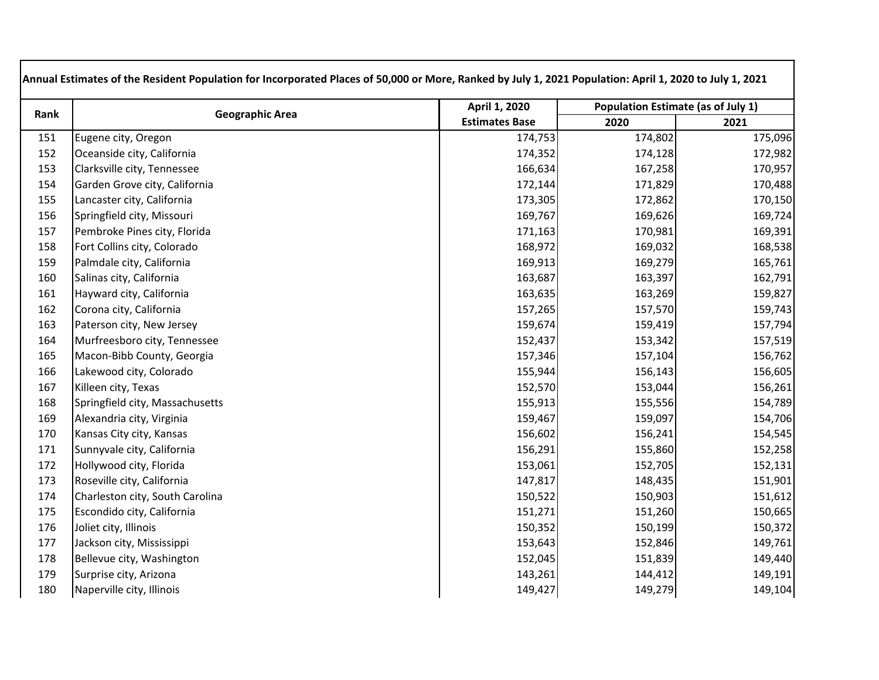| Annual Estimates of the Resident Population for Incorporated Places of 50,000 or More, Ranked by July 1, 2021 Population: April 1, 2020 to July 1, 2021 | | | | |
|---|---|---|---|---|
| Rank | Geographic Area | April 1, 2020 Estimates Base | Population Estimate (as of July 1) | |
| | | | 2020 | 2021 |
| 151 | Eugene city, Oregon | 174,753 | 174,802 | 175,096 |
| 152 | Oceanside city, California | 174,352 | 174,128 | 172,982 |
| 153 | Clarksville city, Tennessee | 166,634 | 167,258 | 170,957 |
| 154 | Garden Grove city, California | 172,144 | 171,829 | 170,488 |
| 155 | Lancaster city, California | 173,305 | 172,862 | 170,150 |
| 156 | Springfield city, Missouri | 169,767 | 169,626 | 169,724 |
| 157 | Pembroke Pines city, Florida | 171,163 | 170,981 | 169,391 |
| 158 | Fort Collins city, Colorado | 168,972 | 169,032 | 168,538 |
| 159 | Palmdale city, California | 169,913 | 169,279 | 165,761 |
| 160 | Salinas city, California | 163,687 | 163,397 | 162,791 |
| 161 | Hayward city, California | 163,635 | 163,269 | 159,827 |
| 162 | Corona city, California | 157,265 | 157,570 | 159,743 |
| 163 | Paterson city, New Jersey | 159,674 | 159,419 | 157,794 |
| 164 | Murfreesboro city, Tennessee | 152,437 | 153,342 | 157,519 |
| 165 | Macon-Bibb County, Georgia | 157,346 | 157,104 | 156,762 |
| 166 | Lakewood city, Colorado | 155,944 | 156,143 | 156,605 |
| 167 | Killeen city, Texas | 152,570 | 153,044 | 156,261 |
| 168 | Springfield city, Massachusetts | 155,913 | 155,556 | 154,789 |
| 169 | Alexandria city, Virginia | 159,467 | 159,097 | 154,706 |
| 170 | Kansas City city, Kansas | 156,602 | 156,241 | 154,545 |
| 171 | Sunnyvale city, California | 156,291 | 155,860 | 152,258 |
| 172 | Hollywood city, Florida | 153,061 | 152,705 | 152,131 |
| 173 | Roseville city, California | 147,817 | 148,435 | 151,901 |
| 174 | Charleston city, South Carolina | 150,522 | 150,903 | 151,612 |
| 175 | Escondido city, California | 151,271 | 151,260 | 150,665 |
| 176 | Joliet city, Illinois | 150,352 | 150,199 | 150,372 |
| 177 | Jackson city, Mississippi | 153,643 | 152,846 | 149,761 |
| 178 | Bellevue city, Washington | 152,045 | 151,839 | 149,440 |
| 179 | Surprise city, Arizona | 143,261 | 144,412 | 149,191 |
| 180 | Naperville city, Illinois | 149,427 | 149,279 | 149,104 |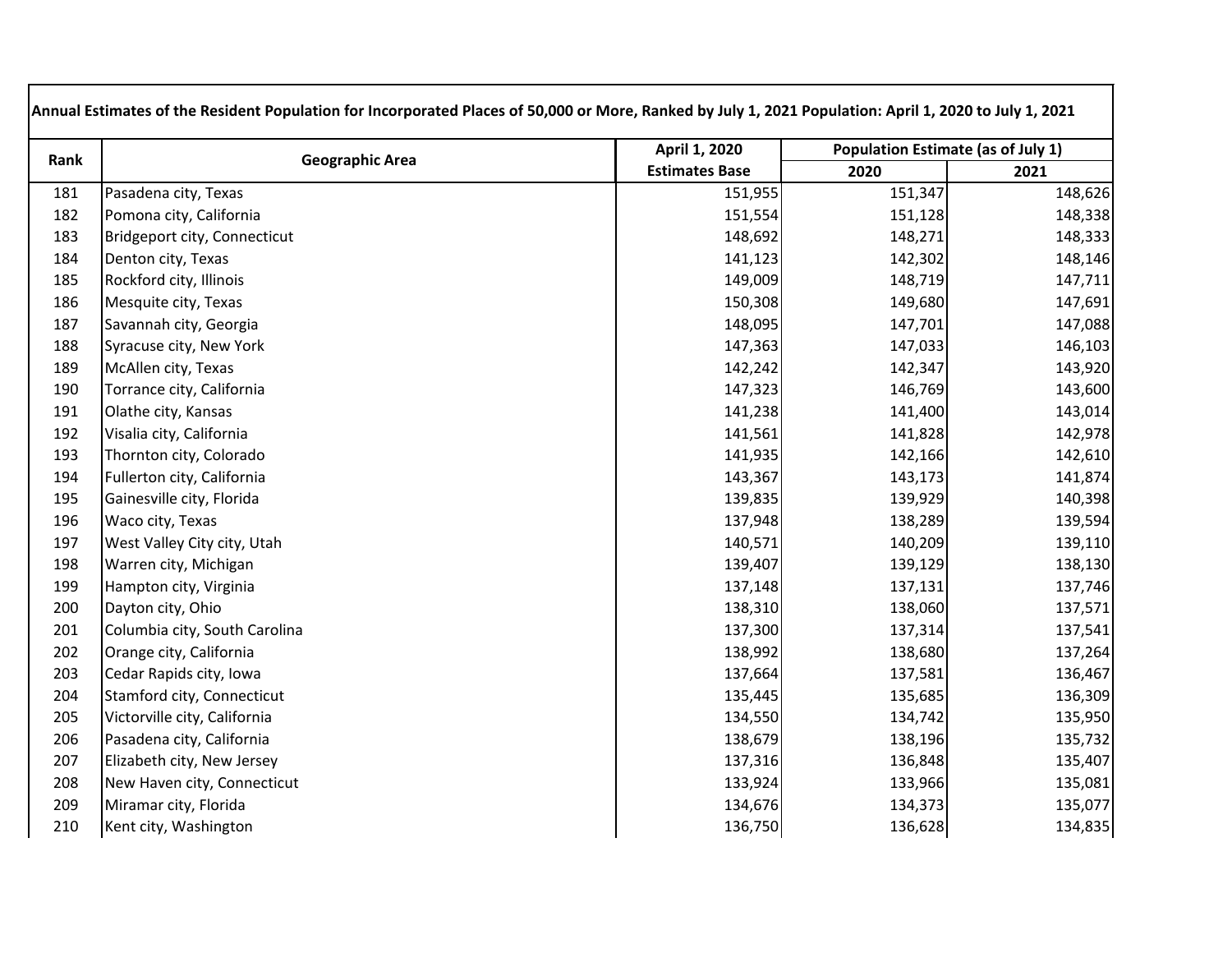| Annual Estimates of the Resident Population for Incorporated Places of 50,000 or More, Ranked by July 1, 2021 Population: April 1, 2020 to July 1, 2021 | | | | |
|---|---|---|---|---|
| Rank | Geographic Area | April 1, 2020 Estimates Base | Population Estimate (as of July 1) | |
| | | | 2020 | 2021 |
| 181 | Pasadena city, Texas | 151,955 | 151,347 | 148,626 |
| 182 | Pomona city, California | 151,554 | 151,128 | 148,338 |
| 183 | Bridgeport city, Connecticut | 148,692 | 148,271 | 148,333 |
| 184 | Denton city, Texas | 141,123 | 142,302 | 148,146 |
| 185 | Rockford city, Illinois | 149,009 | 148,719 | 147,711 |
| 186 | Mesquite city, Texas | 150,308 | 149,680 | 147,691 |
| 187 | Savannah city, Georgia | 148,095 | 147,701 | 147,088 |
| 188 | Syracuse city, New York | 147,363 | 147,033 | 146,103 |
| 189 | McAllen city, Texas | 142,242 | 142,347 | 143,920 |
| 190 | Torrance city, California | 147,323 | 146,769 | 143,600 |
| 191 | Olathe city, Kansas | 141,238 | 141,400 | 143,014 |
| 192 | Visalia city, California | 141,561 | 141,828 | 142,978 |
| 193 | Thornton city, Colorado | 141,935 | 142,166 | 142,610 |
| 194 | Fullerton city, California | 143,367 | 143,173 | 141,874 |
| 195 | Gainesville city, Florida | 139,835 | 139,929 | 140,398 |
| 196 | Waco city, Texas | 137,948 | 138,289 | 139,594 |
| 197 | West Valley City city, Utah | 140,571 | 140,209 | 139,110 |
| 198 | Warren city, Michigan | 139,407 | 139,129 | 138,130 |
| 199 | Hampton city, Virginia | 137,148 | 137,131 | 137,746 |
| 200 | Dayton city, Ohio | 138,310 | 138,060 | 137,571 |
| 201 | Columbia city, South Carolina | 137,300 | 137,314 | 137,541 |
| 202 | Orange city, California | 138,992 | 138,680 | 137,264 |
| 203 | Cedar Rapids city, Iowa | 137,664 | 137,581 | 136,467 |
| 204 | Stamford city, Connecticut | 135,445 | 135,685 | 136,309 |
| 205 | Victorville city, California | 134,550 | 134,742 | 135,950 |
| 206 | Pasadena city, California | 138,679 | 138,196 | 135,732 |
| 207 | Elizabeth city, New Jersey | 137,316 | 136,848 | 135,407 |
| 208 | New Haven city, Connecticut | 133,924 | 133,966 | 135,081 |
| 209 | Miramar city, Florida | 134,676 | 134,373 | 135,077 |
| 210 | Kent city, Washington | 136,750 | 136,628 | 134,835 |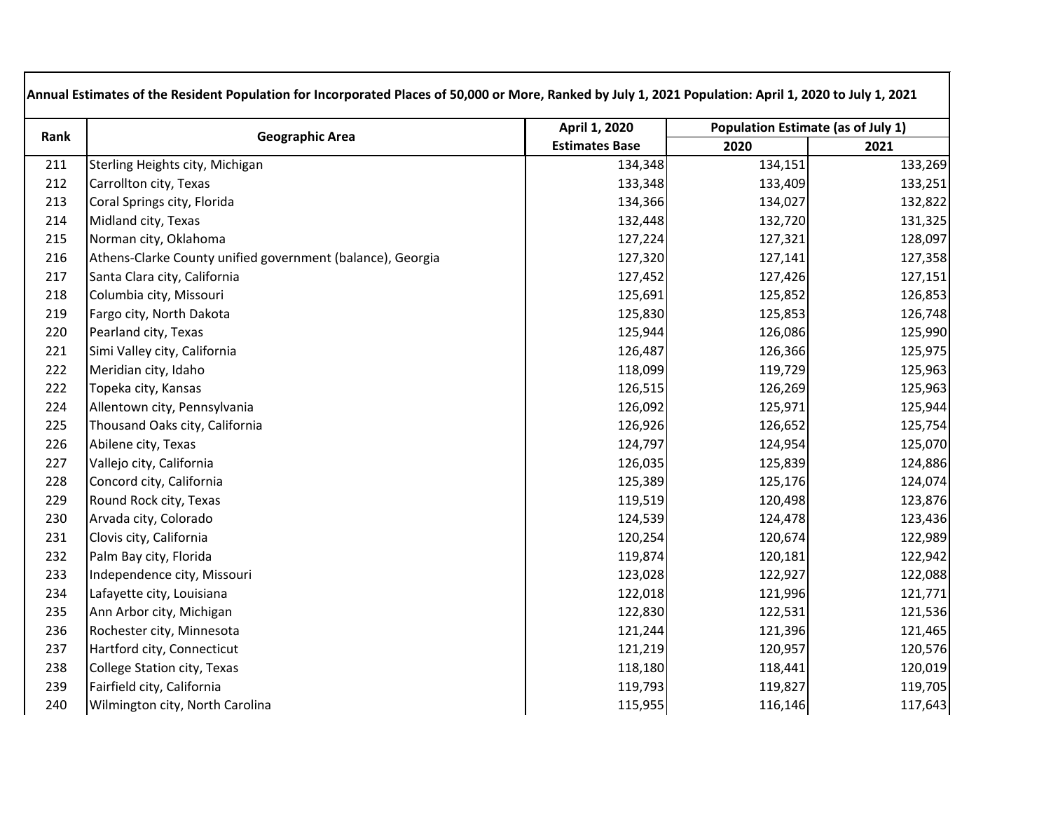| Annual Estimates of the Resident Population for Incorporated Places of 50,000 or More, Ranked by July 1, 2021 Population: April 1, 2020 to July 1, 2021 | | | | |
|---|---|---|---|---|
| Rank | Geographic Area | April 1, 2020 | Population Estimate (as of July 1) | |
| | | Estimates Base | 2020 | 2021 |
| 211 | Sterling Heights city, Michigan | 134,348 | 134,151 | 133,269 |
| 212 | Carrollton city, Texas | 133,348 | 133,409 | 133,251 |
| 213 | Coral Springs city, Florida | 134,366 | 134,027 | 132,822 |
| 214 | Midland city, Texas | 132,448 | 132,720 | 131,325 |
| 215 | Norman city, Oklahoma | 127,224 | 127,321 | 128,097 |
| 216 | Athens-Clarke County unified government (balance), Georgia | 127,320 | 127,141 | 127,358 |
| 217 | Santa Clara city, California | 127,452 | 127,426 | 127,151 |
| 218 | Columbia city, Missouri | 125,691 | 125,852 | 126,853 |
| 219 | Fargo city, North Dakota | 125,830 | 125,853 | 126,748 |
| 220 | Pearland city, Texas | 125,944 | 126,086 | 125,990 |
| 221 | Simi Valley city, California | 126,487 | 126,366 | 125,975 |
| 222 | Meridian city, Idaho | 118,099 | 119,729 | 125,963 |
| 222 | Topeka city, Kansas | 126,515 | 126,269 | 125,963 |
| 224 | Allentown city, Pennsylvania | 126,092 | 125,971 | 125,944 |
| 225 | Thousand Oaks city, California | 126,926 | 126,652 | 125,754 |
| 226 | Abilene city, Texas | 124,797 | 124,954 | 125,070 |
| 227 | Vallejo city, California | 126,035 | 125,839 | 124,886 |
| 228 | Concord city, California | 125,389 | 125,176 | 124,074 |
| 229 | Round Rock city, Texas | 119,519 | 120,498 | 123,876 |
| 230 | Arvada city, Colorado | 124,539 | 124,478 | 123,436 |
| 231 | Clovis city, California | 120,254 | 120,674 | 122,989 |
| 232 | Palm Bay city, Florida | 119,874 | 120,181 | 122,942 |
| 233 | Independence city, Missouri | 123,028 | 122,927 | 122,088 |
| 234 | Lafayette city, Louisiana | 122,018 | 121,996 | 121,771 |
| 235 | Ann Arbor city, Michigan | 122,830 | 122,531 | 121,536 |
| 236 | Rochester city, Minnesota | 121,244 | 121,396 | 121,465 |
| 237 | Hartford city, Connecticut | 121,219 | 120,957 | 120,576 |
| 238 | College Station city, Texas | 118,180 | 118,441 | 120,019 |
| 239 | Fairfield city, California | 119,793 | 119,827 | 119,705 |
| 240 | Wilmington city, North Carolina | 115,955 | 116,146 | 117,643 |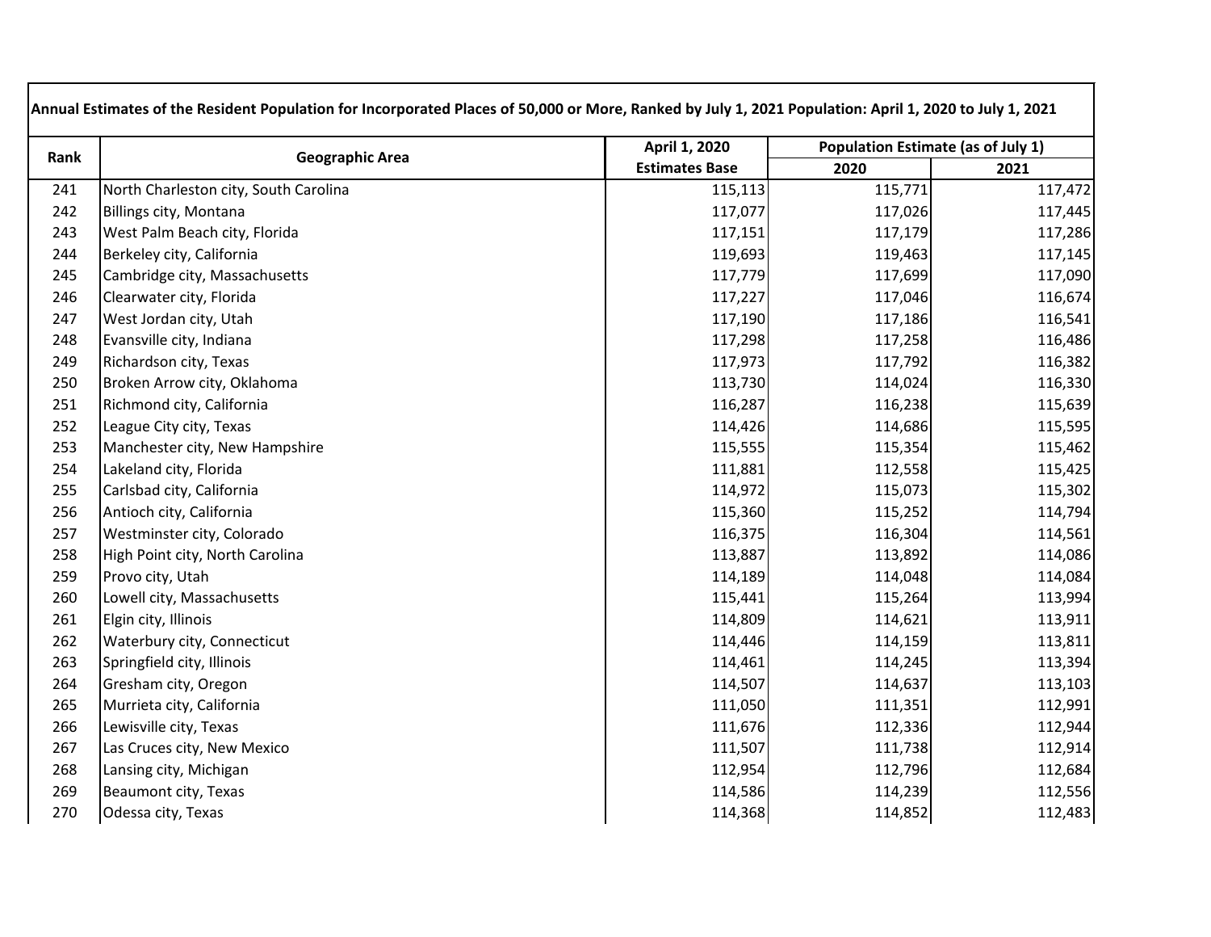| Annual Estimates of the Resident Population for Incorporated Places of 50,000 or More, Ranked by July 1, 2021 Population: April 1, 2020 to July 1, 2021 | | | | |
|---|---|---|---|---|
| Rank | Geographic Area | April 1, 2020 Estimates Base | Population Estimate (as of July 1) | |
| | | | 2020 | 2021 |
| 241 | North Charleston city, South Carolina | 115,113 | 115,771 | 117,472 |
| 242 | Billings city, Montana | 117,077 | 117,026 | 117,445 |
| 243 | West Palm Beach city, Florida | 117,151 | 117,179 | 117,286 |
| 244 | Berkeley city, California | 119,693 | 119,463 | 117,145 |
| 245 | Cambridge city, Massachusetts | 117,779 | 117,699 | 117,090 |
| 246 | Clearwater city, Florida | 117,227 | 117,046 | 116,674 |
| 247 | West Jordan city, Utah | 117,190 | 117,186 | 116,541 |
| 248 | Evansville city, Indiana | 117,298 | 117,258 | 116,486 |
| 249 | Richardson city, Texas | 117,973 | 117,792 | 116,382 |
| 250 | Broken Arrow city, Oklahoma | 113,730 | 114,024 | 116,330 |
| 251 | Richmond city, California | 116,287 | 116,238 | 115,639 |
| 252 | League City city, Texas | 114,426 | 114,686 | 115,595 |
| 253 | Manchester city, New Hampshire | 115,555 | 115,354 | 115,462 |
| 254 | Lakeland city, Florida | 111,881 | 112,558 | 115,425 |
| 255 | Carlsbad city, California | 114,972 | 115,073 | 115,302 |
| 256 | Antioch city, California | 115,360 | 115,252 | 114,794 |
| 257 | Westminster city, Colorado | 116,375 | 116,304 | 114,561 |
| 258 | High Point city, North Carolina | 113,887 | 113,892 | 114,086 |
| 259 | Provo city, Utah | 114,189 | 114,048 | 114,084 |
| 260 | Lowell city, Massachusetts | 115,441 | 115,264 | 113,994 |
| 261 | Elgin city, Illinois | 114,809 | 114,621 | 113,911 |
| 262 | Waterbury city, Connecticut | 114,446 | 114,159 | 113,811 |
| 263 | Springfield city, Illinois | 114,461 | 114,245 | 113,394 |
| 264 | Gresham city, Oregon | 114,507 | 114,637 | 113,103 |
| 265 | Murrieta city, California | 111,050 | 111,351 | 112,991 |
| 266 | Lewisville city, Texas | 111,676 | 112,336 | 112,944 |
| 267 | Las Cruces city, New Mexico | 111,507 | 111,738 | 112,914 |
| 268 | Lansing city, Michigan | 112,954 | 112,796 | 112,684 |
| 269 | Beaumont city, Texas | 114,586 | 114,239 | 112,556 |
| 270 | Odessa city, Texas | 114,368 | 114,852 | 112,483 |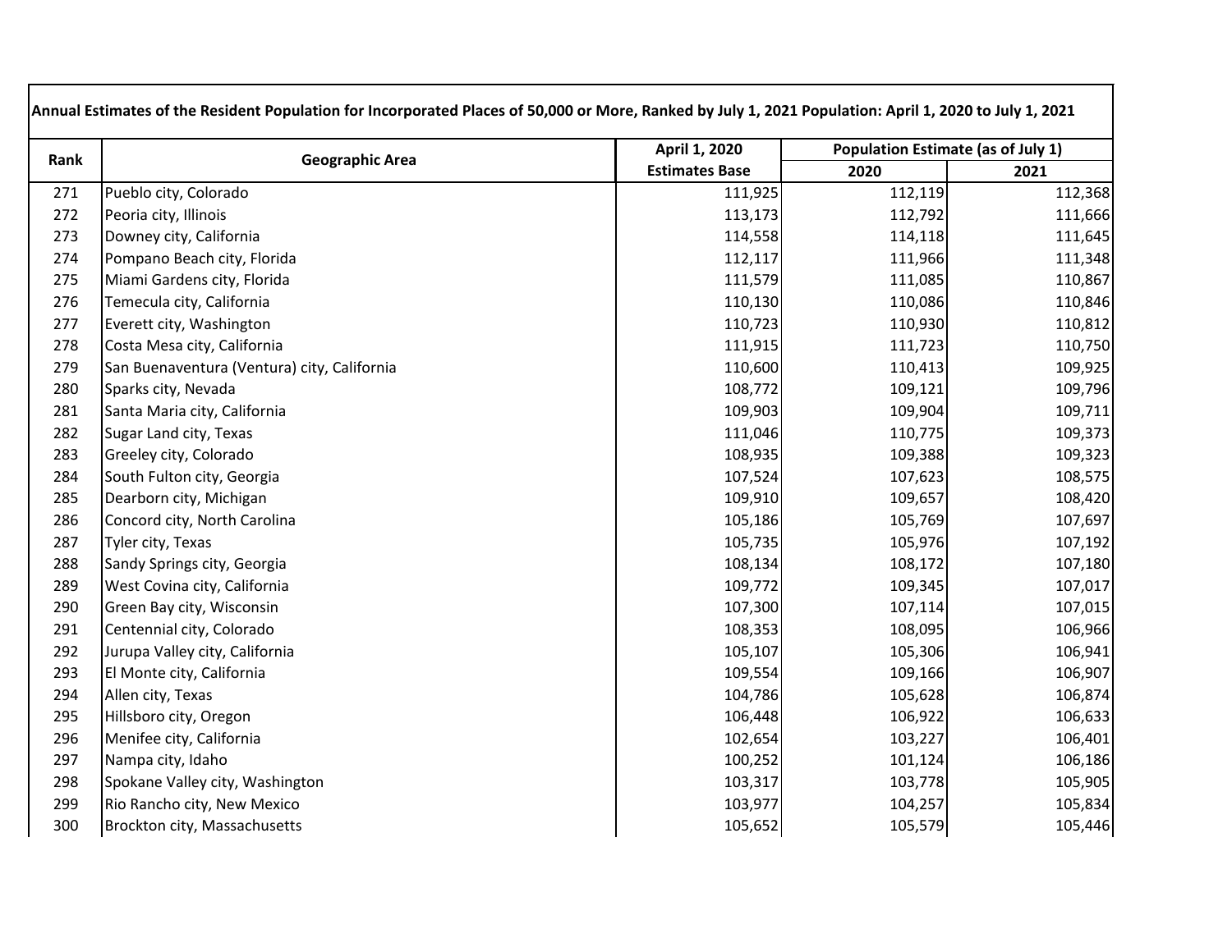| Annual Estimates of the Resident Population for Incorporated Places of 50,000 or More, Ranked by July 1, 2021 Population: April 1, 2020 to July 1, 2021 | | | | |
|---|---|---|---|---|
| Rank | Geographic Area | April 1, 2020 | Population Estimate (as of July 1) | |
| | | Estimates Base | 2020 | 2021 |
| 271 | Pueblo city, Colorado | 111,925 | 112,119 | 112,368 |
| 272 | Peoria city, Illinois | 113,173 | 112,792 | 111,666 |
| 273 | Downey city, California | 114,558 | 114,118 | 111,645 |
| 274 | Pompano Beach city, Florida | 112,117 | 111,966 | 111,348 |
| 275 | Miami Gardens city, Florida | 111,579 | 111,085 | 110,867 |
| 276 | Temecula city, California | 110,130 | 110,086 | 110,846 |
| 277 | Everett city, Washington | 110,723 | 110,930 | 110,812 |
| 278 | Costa Mesa city, California | 111,915 | 111,723 | 110,750 |
| 279 | San Buenaventura (Ventura) city, California | 110,600 | 110,413 | 109,925 |
| 280 | Sparks city, Nevada | 108,772 | 109,121 | 109,796 |
| 281 | Santa Maria city, California | 109,903 | 109,904 | 109,711 |
| 282 | Sugar Land city, Texas | 111,046 | 110,775 | 109,373 |
| 283 | Greeley city, Colorado | 108,935 | 109,388 | 109,323 |
| 284 | South Fulton city, Georgia | 107,524 | 107,623 | 108,575 |
| 285 | Dearborn city, Michigan | 109,910 | 109,657 | 108,420 |
| 286 | Concord city, North Carolina | 105,186 | 105,769 | 107,697 |
| 287 | Tyler city, Texas | 105,735 | 105,976 | 107,192 |
| 288 | Sandy Springs city, Georgia | 108,134 | 108,172 | 107,180 |
| 289 | West Covina city, California | 109,772 | 109,345 | 107,017 |
| 290 | Green Bay city, Wisconsin | 107,300 | 107,114 | 107,015 |
| 291 | Centennial city, Colorado | 108,353 | 108,095 | 106,966 |
| 292 | Jurupa Valley city, California | 105,107 | 105,306 | 106,941 |
| 293 | El Monte city, California | 109,554 | 109,166 | 106,907 |
| 294 | Allen city, Texas | 104,786 | 105,628 | 106,874 |
| 295 | Hillsboro city, Oregon | 106,448 | 106,922 | 106,633 |
| 296 | Menifee city, California | 102,654 | 103,227 | 106,401 |
| 297 | Nampa city, Idaho | 100,252 | 101,124 | 106,186 |
| 298 | Spokane Valley city, Washington | 103,317 | 103,778 | 105,905 |
| 299 | Rio Rancho city, New Mexico | 103,977 | 104,257 | 105,834 |
| 300 | Brockton city, Massachusetts | 105,652 | 105,579 | 105,446 |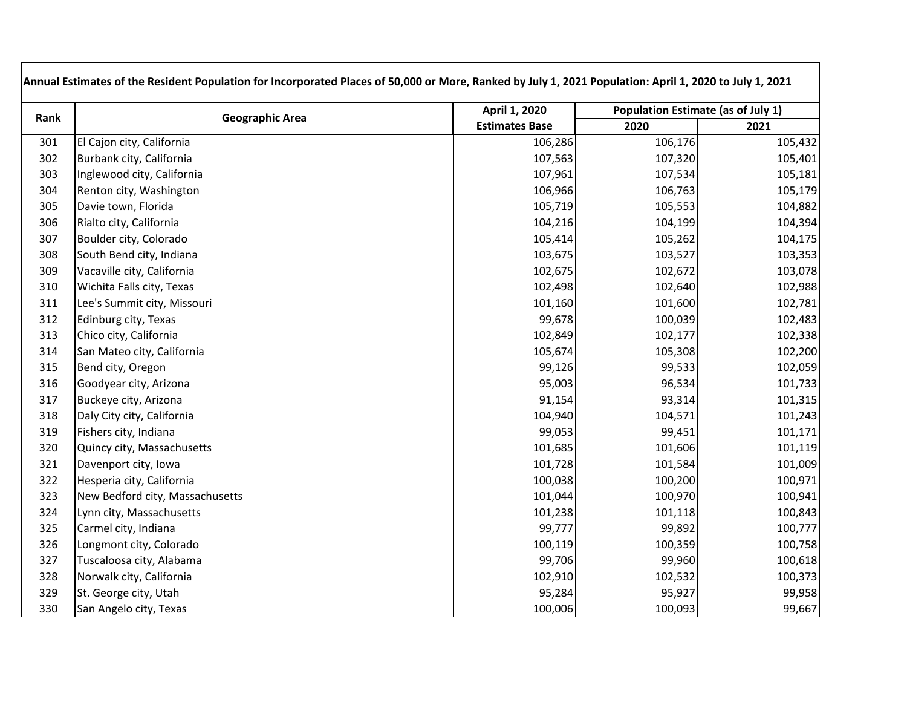| Annual Estimates of the Resident Population for Incorporated Places of 50,000 or More, Ranked by July 1, 2021 Population: April 1, 2020 to July 1, 2021 | | | | |
|---|---|---|---|---|
| Rank | Geographic Area | April 1, 2020 | Population Estimate (as of July 1) | |
| | | Estimates Base | 2020 | 2021 |
| 301 | El Cajon city, California | 106,286 | 106,176 | 105,432 |
| 302 | Burbank city, California | 107,563 | 107,320 | 105,401 |
| 303 | Inglewood city, California | 107,961 | 107,534 | 105,181 |
| 304 | Renton city, Washington | 106,966 | 106,763 | 105,179 |
| 305 | Davie town, Florida | 105,719 | 105,553 | 104,882 |
| 306 | Rialto city, California | 104,216 | 104,199 | 104,394 |
| 307 | Boulder city, Colorado | 105,414 | 105,262 | 104,175 |
| 308 | South Bend city, Indiana | 103,675 | 103,527 | 103,353 |
| 309 | Vacaville city, California | 102,675 | 102,672 | 103,078 |
| 310 | Wichita Falls city, Texas | 102,498 | 102,640 | 102,988 |
| 311 | Lee's Summit city, Missouri | 101,160 | 101,600 | 102,781 |
| 312 | Edinburg city, Texas | 99,678 | 100,039 | 102,483 |
| 313 | Chico city, California | 102,849 | 102,177 | 102,338 |
| 314 | San Mateo city, California | 105,674 | 105,308 | 102,200 |
| 315 | Bend city, Oregon | 99,126 | 99,533 | 102,059 |
| 316 | Goodyear city, Arizona | 95,003 | 96,534 | 101,733 |
| 317 | Buckeye city, Arizona | 91,154 | 93,314 | 101,315 |
| 318 | Daly City city, California | 104,940 | 104,571 | 101,243 |
| 319 | Fishers city, Indiana | 99,053 | 99,451 | 101,171 |
| 320 | Quincy city, Massachusetts | 101,685 | 101,606 | 101,119 |
| 321 | Davenport city, Iowa | 101,728 | 101,584 | 101,009 |
| 322 | Hesperia city, California | 100,038 | 100,200 | 100,971 |
| 323 | New Bedford city, Massachusetts | 101,044 | 100,970 | 100,941 |
| 324 | Lynn city, Massachusetts | 101,238 | 101,118 | 100,843 |
| 325 | Carmel city, Indiana | 99,777 | 99,892 | 100,777 |
| 326 | Longmont city, Colorado | 100,119 | 100,359 | 100,758 |
| 327 | Tuscaloosa city, Alabama | 99,706 | 99,960 | 100,618 |
| 328 | Norwalk city, California | 102,910 | 102,532 | 100,373 |
| 329 | St. George city, Utah | 95,284 | 95,927 | 99,958 |
| 330 | San Angelo city, Texas | 100,006 | 100,093 | 99,667 |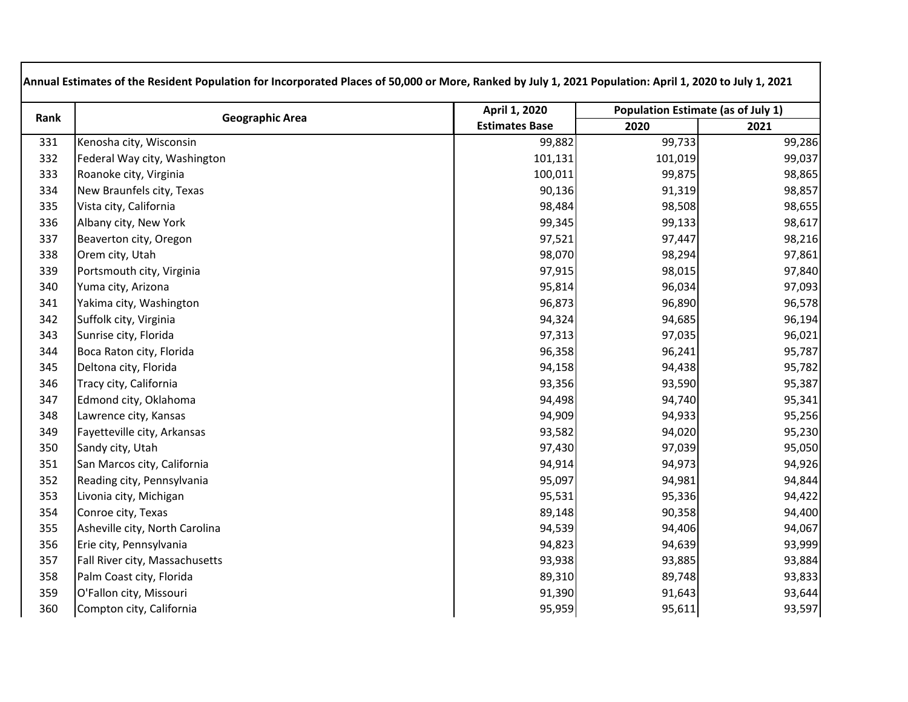| Annual Estimates of the Resident Population for Incorporated Places of 50,000 or More, Ranked by July 1, 2021 Population: April 1, 2020 to July 1, 2021 | | | | |
|---|---|---|---|---|
| Rank | Geographic Area | April 1, 2020 | Population Estimate (as of July 1) | |
| | | Estimates Base | 2020 | 2021 |
| 331 | Kenosha city, Wisconsin | 99,882 | 99,733 | 99,286 |
| 332 | Federal Way city, Washington | 101,131 | 101,019 | 99,037 |
| 333 | Roanoke city, Virginia | 100,011 | 99,875 | 98,865 |
| 334 | New Braunfels city, Texas | 90,136 | 91,319 | 98,857 |
| 335 | Vista city, California | 98,484 | 98,508 | 98,655 |
| 336 | Albany city, New York | 99,345 | 99,133 | 98,617 |
| 337 | Beaverton city, Oregon | 97,521 | 97,447 | 98,216 |
| 338 | Orem city, Utah | 98,070 | 98,294 | 97,861 |
| 339 | Portsmouth city, Virginia | 97,915 | 98,015 | 97,840 |
| 340 | Yuma city, Arizona | 95,814 | 96,034 | 97,093 |
| 341 | Yakima city, Washington | 96,873 | 96,890 | 96,578 |
| 342 | Suffolk city, Virginia | 94,324 | 94,685 | 96,194 |
| 343 | Sunrise city, Florida | 97,313 | 97,035 | 96,021 |
| 344 | Boca Raton city, Florida | 96,358 | 96,241 | 95,787 |
| 345 | Deltona city, Florida | 94,158 | 94,438 | 95,782 |
| 346 | Tracy city, California | 93,356 | 93,590 | 95,387 |
| 347 | Edmond city, Oklahoma | 94,498 | 94,740 | 95,341 |
| 348 | Lawrence city, Kansas | 94,909 | 94,933 | 95,256 |
| 349 | Fayetteville city, Arkansas | 93,582 | 94,020 | 95,230 |
| 350 | Sandy city, Utah | 97,430 | 97,039 | 95,050 |
| 351 | San Marcos city, California | 94,914 | 94,973 | 94,926 |
| 352 | Reading city, Pennsylvania | 95,097 | 94,981 | 94,844 |
| 353 | Livonia city, Michigan | 95,531 | 95,336 | 94,422 |
| 354 | Conroe city, Texas | 89,148 | 90,358 | 94,400 |
| 355 | Asheville city, North Carolina | 94,539 | 94,406 | 94,067 |
| 356 | Erie city, Pennsylvania | 94,823 | 94,639 | 93,999 |
| 357 | Fall River city, Massachusetts | 93,938 | 93,885 | 93,884 |
| 358 | Palm Coast city, Florida | 89,310 | 89,748 | 93,833 |
| 359 | O'Fallon city, Missouri | 91,390 | 91,643 | 93,644 |
| 360 | Compton city, California | 95,959 | 95,611 | 93,597 |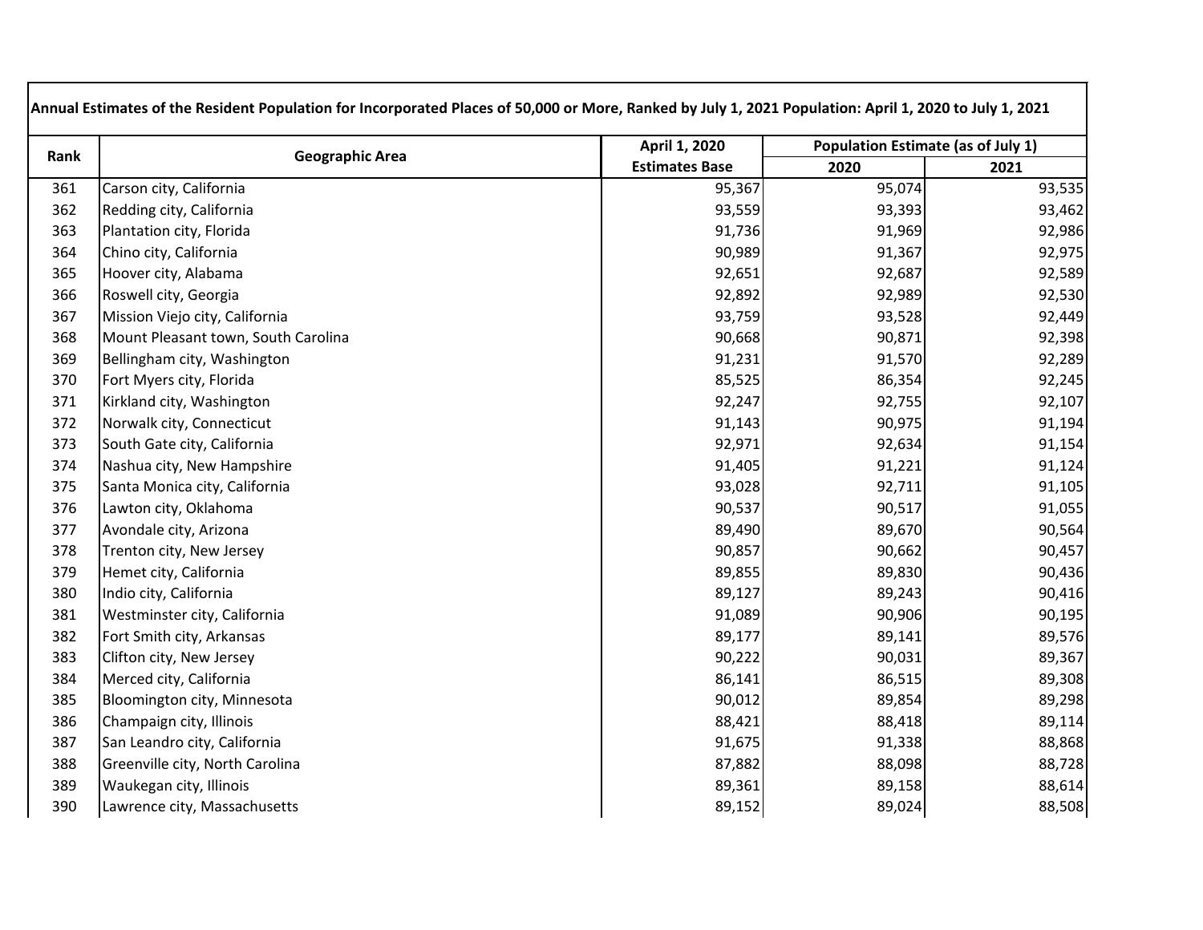**Annual Estimates of the Resident Population for Incorporated Places of 50,000 or More, Ranked by July 1, 2021 Population: April 1, 2020 to July 1, 2021**

| Rank | Geographic Area | April 1, 2020 | Population Estimate (as of July 1) | |
|---|---|---|---|---|
| | | Estimates Base | 2020 | 2021 |
| 361 | Carson city, California | 95,367 | 95,074 | 93,535 |
| 362 | Redding city, California | 93,559 | 93,393 | 93,462 |
| 363 | Plantation city, Florida | 91,736 | 91,969 | 92,986 |
| 364 | Chino city, California | 90,989 | 91,367 | 92,975 |
| 365 | Hoover city, Alabama | 92,651 | 92,687 | 92,589 |
| 366 | Roswell city, Georgia | 92,892 | 92,989 | 92,530 |
| 367 | Mission Viejo city, California | 93,759 | 93,528 | 92,449 |
| 368 | Mount Pleasant town, South Carolina | 90,668 | 90,871 | 92,398 |
| 369 | Bellingham city, Washington | 91,231 | 91,570 | 92,289 |
| 370 | Fort Myers city, Florida | 85,525 | 86,354 | 92,245 |
| 371 | Kirkland city, Washington | 92,247 | 92,755 | 92,107 |
| 372 | Norwalk city, Connecticut | 91,143 | 90,975 | 91,194 |
| 373 | South Gate city, California | 92,971 | 92,634 | 91,154 |
| 374 | Nashua city, New Hampshire | 91,405 | 91,221 | 91,124 |
| 375 | Santa Monica city, California | 93,028 | 92,711 | 91,105 |
| 376 | Lawton city, Oklahoma | 90,537 | 90,517 | 91,055 |
| 377 | Avondale city, Arizona | 89,490 | 89,670 | 90,564 |
| 378 | Trenton city, New Jersey | 90,857 | 90,662 | 90,457 |
| 379 | Hemet city, California | 89,855 | 89,830 | 90,436 |
| 380 | Indio city, California | 89,127 | 89,243 | 90,416 |
| 381 | Westminster city, California | 91,089 | 90,906 | 90,195 |
| 382 | Fort Smith city, Arkansas | 89,177 | 89,141 | 89,576 |
| 383 | Clifton city, New Jersey | 90,222 | 90,031 | 89,367 |
| 384 | Merced city, California | 86,141 | 86,515 | 89,308 |
| 385 | Bloomington city, Minnesota | 90,012 | 89,854 | 89,298 |
| 386 | Champaign city, Illinois | 88,421 | 88,418 | 89,114 |
| 387 | San Leandro city, California | 91,675 | 91,338 | 88,868 |
| 388 | Greenville city, North Carolina | 87,882 | 88,098 | 88,728 |
| 389 | Waukegan city, Illinois | 89,361 | 89,158 | 88,614 |
| 390 | Lawrence city, Massachusetts | 89,152 | 89,024 | 88,508 |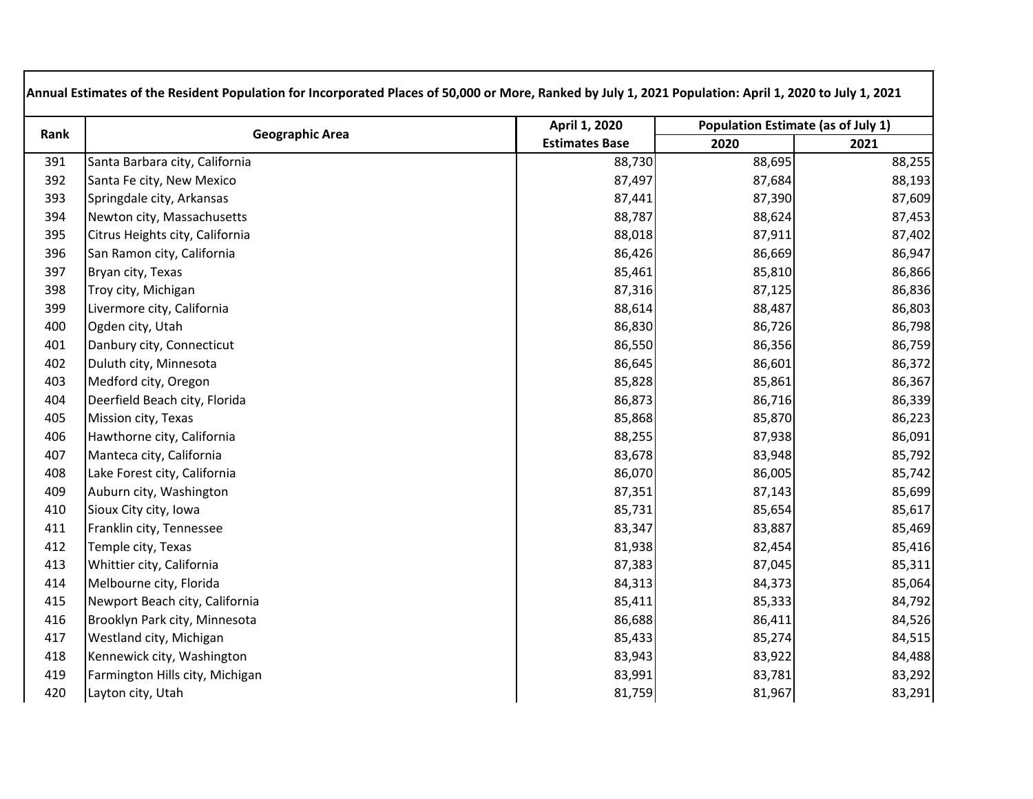| Annual Estimates of the Resident Population for Incorporated Places of 50,000 or More, Ranked by July 1, 2021 Population: April 1, 2020 to July 1, 2021 | | | | |
|---|---|---|---|---|
| Rank | Geographic Area | April 1, 2020 Estimates Base | Population Estimate (as of July 1) | |
| | | | 2020 | 2021 |
| 391 | Santa Barbara city, California | 88,730 | 88,695 | 88,255 |
| 392 | Santa Fe city, New Mexico | 87,497 | 87,684 | 88,193 |
| 393 | Springdale city, Arkansas | 87,441 | 87,390 | 87,609 |
| 394 | Newton city, Massachusetts | 88,787 | 88,624 | 87,453 |
| 395 | Citrus Heights city, California | 88,018 | 87,911 | 87,402 |
| 396 | San Ramon city, California | 86,426 | 86,669 | 86,947 |
| 397 | Bryan city, Texas | 85,461 | 85,810 | 86,866 |
| 398 | Troy city, Michigan | 87,316 | 87,125 | 86,836 |
| 399 | Livermore city, California | 88,614 | 88,487 | 86,803 |
| 400 | Ogden city, Utah | 86,830 | 86,726 | 86,798 |
| 401 | Danbury city, Connecticut | 86,550 | 86,356 | 86,759 |
| 402 | Duluth city, Minnesota | 86,645 | 86,601 | 86,372 |
| 403 | Medford city, Oregon | 85,828 | 85,861 | 86,367 |
| 404 | Deerfield Beach city, Florida | 86,873 | 86,716 | 86,339 |
| 405 | Mission city, Texas | 85,868 | 85,870 | 86,223 |
| 406 | Hawthorne city, California | 88,255 | 87,938 | 86,091 |
| 407 | Manteca city, California | 83,678 | 83,948 | 85,792 |
| 408 | Lake Forest city, California | 86,070 | 86,005 | 85,742 |
| 409 | Auburn city, Washington | 87,351 | 87,143 | 85,699 |
| 410 | Sioux City city, Iowa | 85,731 | 85,654 | 85,617 |
| 411 | Franklin city, Tennessee | 83,347 | 83,887 | 85,469 |
| 412 | Temple city, Texas | 81,938 | 82,454 | 85,416 |
| 413 | Whittier city, California | 87,383 | 87,045 | 85,311 |
| 414 | Melbourne city, Florida | 84,313 | 84,373 | 85,064 |
| 415 | Newport Beach city, California | 85,411 | 85,333 | 84,792 |
| 416 | Brooklyn Park city, Minnesota | 86,688 | 86,411 | 84,526 |
| 417 | Westland city, Michigan | 85,433 | 85,274 | 84,515 |
| 418 | Kennewick city, Washington | 83,943 | 83,922 | 84,488 |
| 419 | Farmington Hills city, Michigan | 83,991 | 83,781 | 83,292 |
| 420 | Layton city, Utah | 81,759 | 81,967 | 83,291 |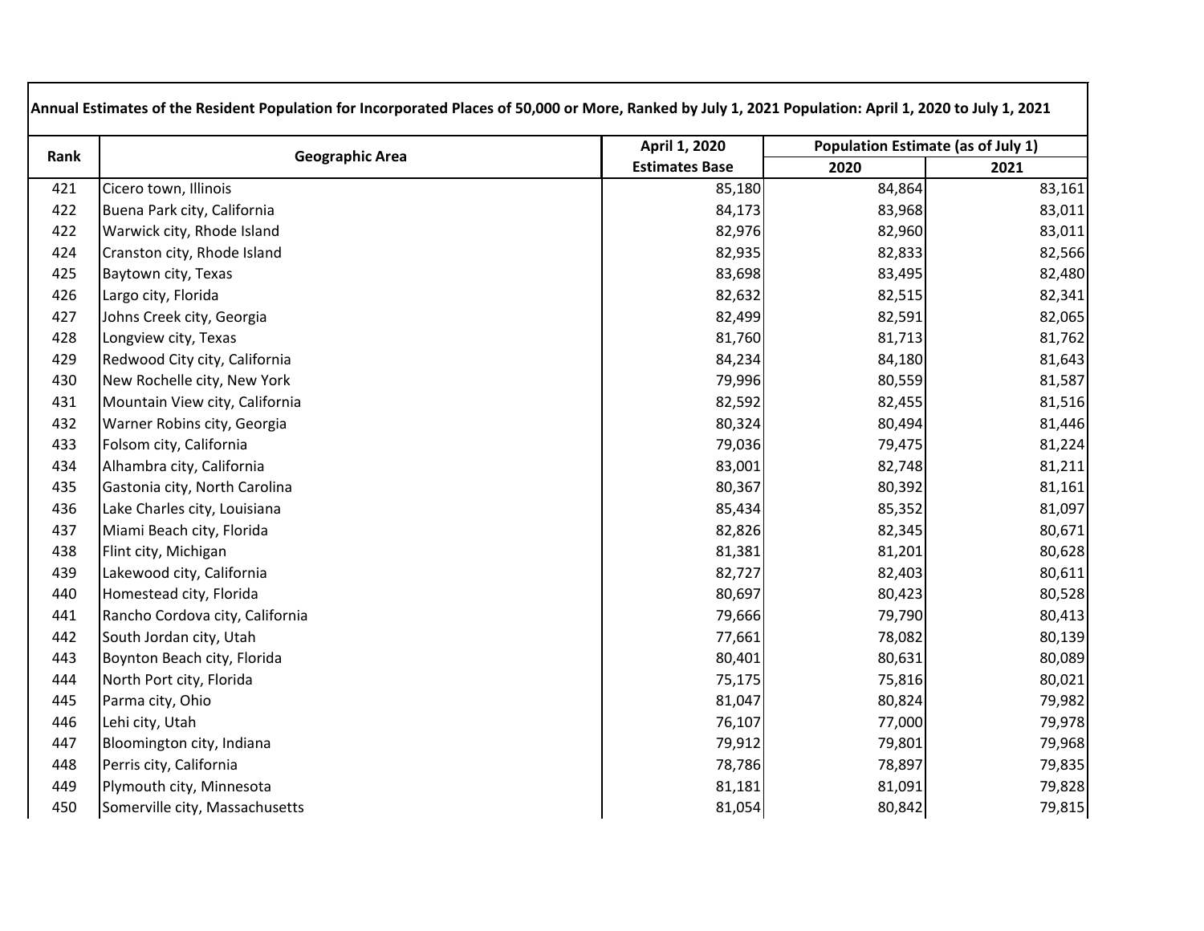| Annual Estimates of the Resident Population for Incorporated Places of 50,000 or More, Ranked by July 1, 2021 Population: April 1, 2020 to July 1, 2021 | | | | |
|---|---|---|---|---|
| **Rank** | **Geographic Area** | **April 1, 2020 Estimates Base** | **Population Estimate (as of July 1)** | |
| | | | **2020** | **2021** |
| 421 | Cicero town, Illinois | 85,180 | 84,864 | 83,161 |
| 422 | Buena Park city, California | 84,173 | 83,968 | 83,011 |
| 422 | Warwick city, Rhode Island | 82,976 | 82,960 | 83,011 |
| 424 | Cranston city, Rhode Island | 82,935 | 82,833 | 82,566 |
| 425 | Baytown city, Texas | 83,698 | 83,495 | 82,480 |
| 426 | Largo city, Florida | 82,632 | 82,515 | 82,341 |
| 427 | Johns Creek city, Georgia | 82,499 | 82,591 | 82,065 |
| 428 | Longview city, Texas | 81,760 | 81,713 | 81,762 |
| 429 | Redwood City city, California | 84,234 | 84,180 | 81,643 |
| 430 | New Rochelle city, New York | 79,996 | 80,559 | 81,587 |
| 431 | Mountain View city, California | 82,592 | 82,455 | 81,516 |
| 432 | Warner Robins city, Georgia | 80,324 | 80,494 | 81,446 |
| 433 | Folsom city, California | 79,036 | 79,475 | 81,224 |
| 434 | Alhambra city, California | 83,001 | 82,748 | 81,211 |
| 435 | Gastonia city, North Carolina | 80,367 | 80,392 | 81,161 |
| 436 | Lake Charles city, Louisiana | 85,434 | 85,352 | 81,097 |
| 437 | Miami Beach city, Florida | 82,826 | 82,345 | 80,671 |
| 438 | Flint city, Michigan | 81,381 | 81,201 | 80,628 |
| 439 | Lakewood city, California | 82,727 | 82,403 | 80,611 |
| 440 | Homestead city, Florida | 80,697 | 80,423 | 80,528 |
| 441 | Rancho Cordova city, California | 79,666 | 79,790 | 80,413 |
| 442 | South Jordan city, Utah | 77,661 | 78,082 | 80,139 |
| 443 | Boynton Beach city, Florida | 80,401 | 80,631 | 80,089 |
| 444 | North Port city, Florida | 75,175 | 75,816 | 80,021 |
| 445 | Parma city, Ohio | 81,047 | 80,824 | 79,982 |
| 446 | Lehi city, Utah | 76,107 | 77,000 | 79,978 |
| 447 | Bloomington city, Indiana | 79,912 | 79,801 | 79,968 |
| 448 | Perris city, California | 78,786 | 78,897 | 79,835 |
| 449 | Plymouth city, Minnesota | 81,181 | 81,091 | 79,828 |
| 450 | Somerville city, Massachusetts | 81,054 | 80,842 | 79,815 |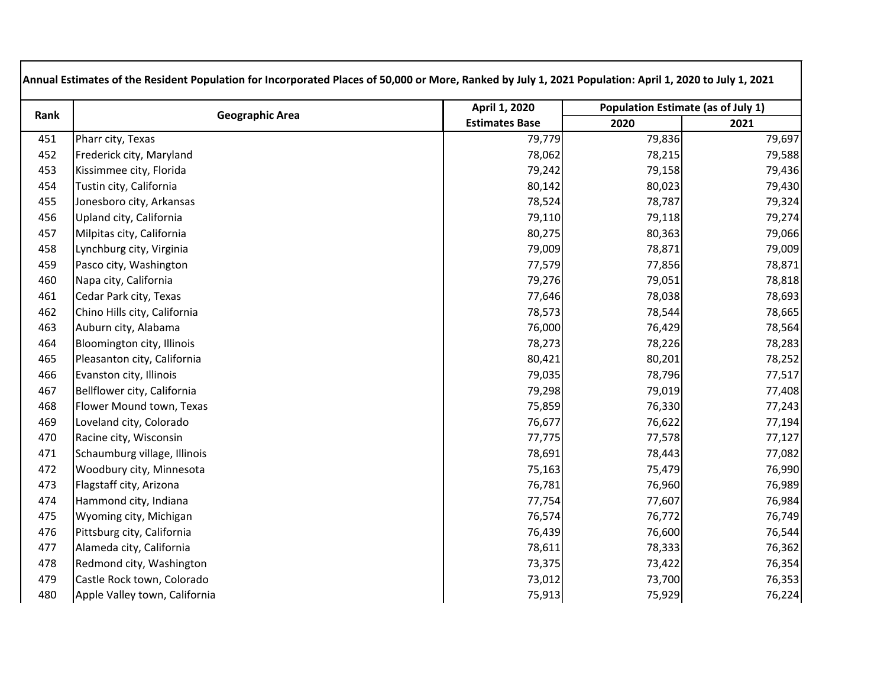| Annual Estimates of the Resident Population for Incorporated Places of 50,000 or More, Ranked by July 1, 2021 Population: April 1, 2020 to July 1, 2021 | | | | |
|---|---|---|---|---|
| Rank | Geographic Area | April 1, 2020 Estimates Base | Population Estimate (as of July 1) | |
| | | | 2020 | 2021 |
| 451 | Pharr city, Texas | 79,779 | 79,836 | 79,697 |
| 452 | Frederick city, Maryland | 78,062 | 78,215 | 79,588 |
| 453 | Kissimmee city, Florida | 79,242 | 79,158 | 79,436 |
| 454 | Tustin city, California | 80,142 | 80,023 | 79,430 |
| 455 | Jonesboro city, Arkansas | 78,524 | 78,787 | 79,324 |
| 456 | Upland city, California | 79,110 | 79,118 | 79,274 |
| 457 | Milpitas city, California | 80,275 | 80,363 | 79,066 |
| 458 | Lynchburg city, Virginia | 79,009 | 78,871 | 79,009 |
| 459 | Pasco city, Washington | 77,579 | 77,856 | 78,871 |
| 460 | Napa city, California | 79,276 | 79,051 | 78,818 |
| 461 | Cedar Park city, Texas | 77,646 | 78,038 | 78,693 |
| 462 | Chino Hills city, California | 78,573 | 78,544 | 78,665 |
| 463 | Auburn city, Alabama | 76,000 | 76,429 | 78,564 |
| 464 | Bloomington city, Illinois | 78,273 | 78,226 | 78,283 |
| 465 | Pleasanton city, California | 80,421 | 80,201 | 78,252 |
| 466 | Evanston city, Illinois | 79,035 | 78,796 | 77,517 |
| 467 | Bellflower city, California | 79,298 | 79,019 | 77,408 |
| 468 | Flower Mound town, Texas | 75,859 | 76,330 | 77,243 |
| 469 | Loveland city, Colorado | 76,677 | 76,622 | 77,194 |
| 470 | Racine city, Wisconsin | 77,775 | 77,578 | 77,127 |
| 471 | Schaumburg village, Illinois | 78,691 | 78,443 | 77,082 |
| 472 | Woodbury city, Minnesota | 75,163 | 75,479 | 76,990 |
| 473 | Flagstaff city, Arizona | 76,781 | 76,960 | 76,989 |
| 474 | Hammond city, Indiana | 77,754 | 77,607 | 76,984 |
| 475 | Wyoming city, Michigan | 76,574 | 76,772 | 76,749 |
| 476 | Pittsburg city, California | 76,439 | 76,600 | 76,544 |
| 477 | Alameda city, California | 78,611 | 78,333 | 76,362 |
| 478 | Redmond city, Washington | 73,375 | 73,422 | 76,354 |
| 479 | Castle Rock town, Colorado | 73,012 | 73,700 | 76,353 |
| 480 | Apple Valley town, California | 75,913 | 75,929 | 76,224 |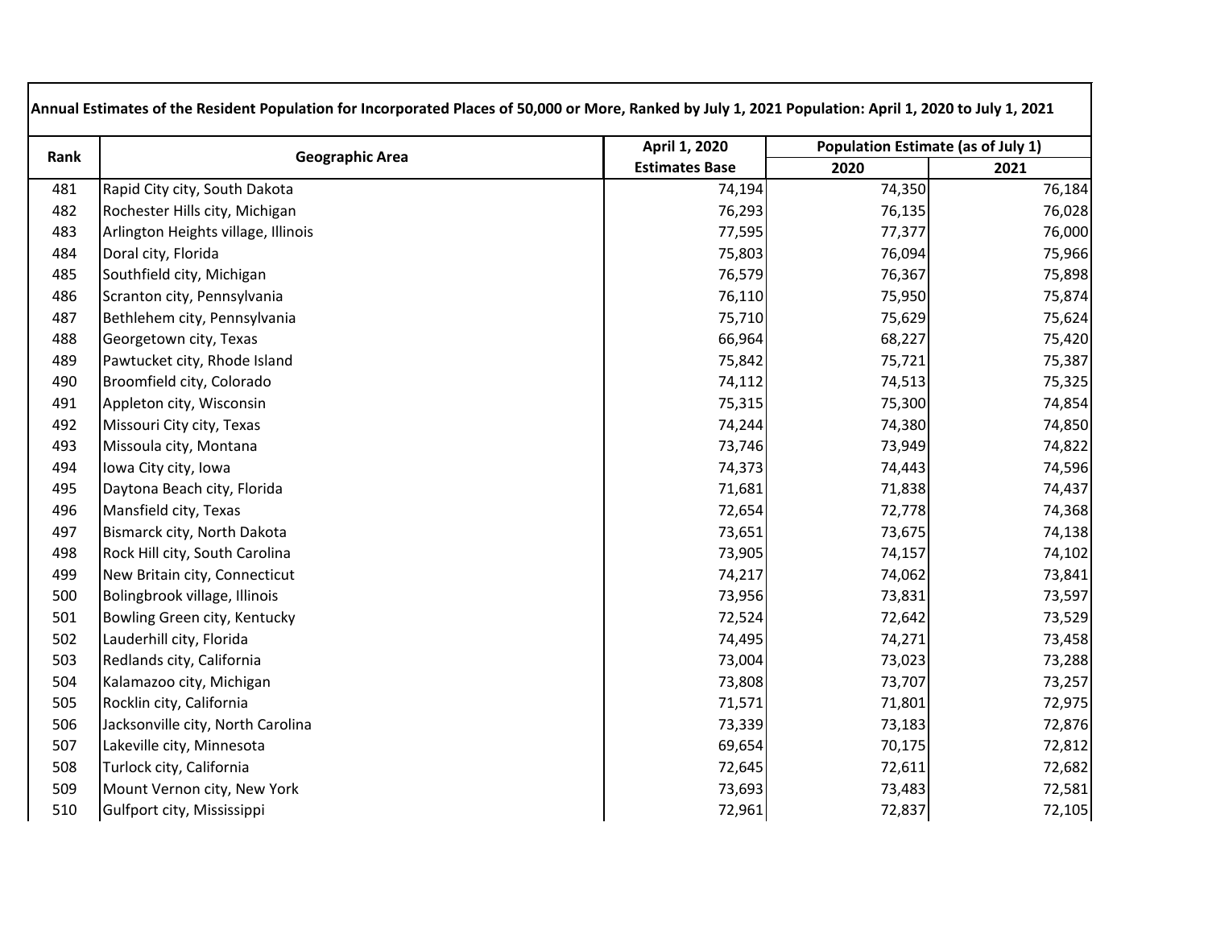| Annual Estimates of the Resident Population for Incorporated Places of 50,000 or More, Ranked by July 1, 2021 Population: April 1, 2020 to July 1, 2021 | | | | |
|---|---|---|---|---|
| Rank | Geographic Area | April 1, 2020 Estimates Base | Population Estimate (as of July 1) | |
| | | | 2020 | 2021 |
| 481 | Rapid City city, South Dakota | 74,194 | 74,350 | 76,184 |
| 482 | Rochester Hills city, Michigan | 76,293 | 76,135 | 76,028 |
| 483 | Arlington Heights village, Illinois | 77,595 | 77,377 | 76,000 |
| 484 | Doral city, Florida | 75,803 | 76,094 | 75,966 |
| 485 | Southfield city, Michigan | 76,579 | 76,367 | 75,898 |
| 486 | Scranton city, Pennsylvania | 76,110 | 75,950 | 75,874 |
| 487 | Bethlehem city, Pennsylvania | 75,710 | 75,629 | 75,624 |
| 488 | Georgetown city, Texas | 66,964 | 68,227 | 75,420 |
| 489 | Pawtucket city, Rhode Island | 75,842 | 75,721 | 75,387 |
| 490 | Broomfield city, Colorado | 74,112 | 74,513 | 75,325 |
| 491 | Appleton city, Wisconsin | 75,315 | 75,300 | 74,854 |
| 492 | Missouri City city, Texas | 74,244 | 74,380 | 74,850 |
| 493 | Missoula city, Montana | 73,746 | 73,949 | 74,822 |
| 494 | Iowa City city, Iowa | 74,373 | 74,443 | 74,596 |
| 495 | Daytona Beach city, Florida | 71,681 | 71,838 | 74,437 |
| 496 | Mansfield city, Texas | 72,654 | 72,778 | 74,368 |
| 497 | Bismarck city, North Dakota | 73,651 | 73,675 | 74,138 |
| 498 | Rock Hill city, South Carolina | 73,905 | 74,157 | 74,102 |
| 499 | New Britain city, Connecticut | 74,217 | 74,062 | 73,841 |
| 500 | Bolingbrook village, Illinois | 73,956 | 73,831 | 73,597 |
| 501 | Bowling Green city, Kentucky | 72,524 | 72,642 | 73,529 |
| 502 | Lauderhill city, Florida | 74,495 | 74,271 | 73,458 |
| 503 | Redlands city, California | 73,004 | 73,023 | 73,288 |
| 504 | Kalamazoo city, Michigan | 73,808 | 73,707 | 73,257 |
| 505 | Rocklin city, California | 71,571 | 71,801 | 72,975 |
| 506 | Jacksonville city, North Carolina | 73,339 | 73,183 | 72,876 |
| 507 | Lakeville city, Minnesota | 69,654 | 70,175 | 72,812 |
| 508 | Turlock city, California | 72,645 | 72,611 | 72,682 |
| 509 | Mount Vernon city, New York | 73,693 | 73,483 | 72,581 |
| 510 | Gulfport city, Mississippi | 72,961 | 72,837 | 72,105 |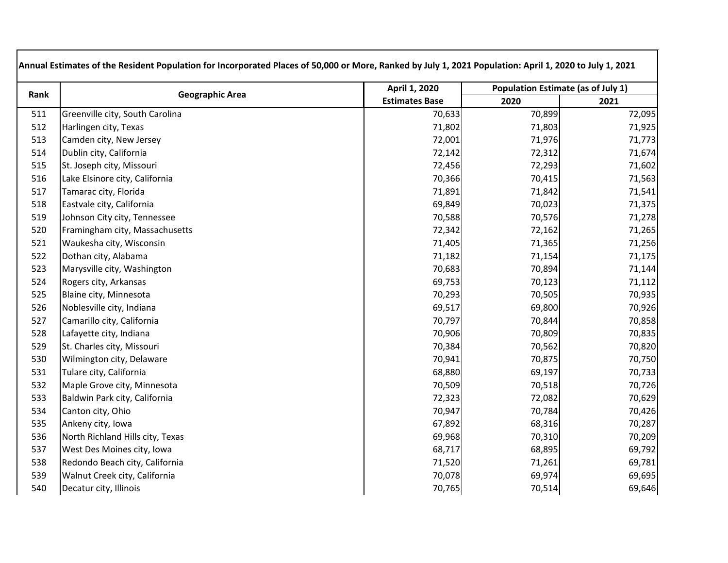| Annual Estimates of the Resident Population for Incorporated Places of 50,000 or More, Ranked by July 1, 2021 Population: April 1, 2020 to July 1, 2021 | | | | |
|---|---|---|---|---|
| Rank | Geographic Area | April 1, 2020 Estimates Base | Population Estimate (as of July 1) | |
| | | | 2020 | 2021 |
| 511 | Greenville city, South Carolina | 70,633 | 70,899 | 72,095 |
| 512 | Harlingen city, Texas | 71,802 | 71,803 | 71,925 |
| 513 | Camden city, New Jersey | 72,001 | 71,976 | 71,773 |
| 514 | Dublin city, California | 72,142 | 72,312 | 71,674 |
| 515 | St. Joseph city, Missouri | 72,456 | 72,293 | 71,602 |
| 516 | Lake Elsinore city, California | 70,366 | 70,415 | 71,563 |
| 517 | Tamarac city, Florida | 71,891 | 71,842 | 71,541 |
| 518 | Eastvale city, California | 69,849 | 70,023 | 71,375 |
| 519 | Johnson City city, Tennessee | 70,588 | 70,576 | 71,278 |
| 520 | Framingham city, Massachusetts | 72,342 | 72,162 | 71,265 |
| 521 | Waukesha city, Wisconsin | 71,405 | 71,365 | 71,256 |
| 522 | Dothan city, Alabama | 71,182 | 71,154 | 71,175 |
| 523 | Marysville city, Washington | 70,683 | 70,894 | 71,144 |
| 524 | Rogers city, Arkansas | 69,753 | 70,123 | 71,112 |
| 525 | Blaine city, Minnesota | 70,293 | 70,505 | 70,935 |
| 526 | Noblesville city, Indiana | 69,517 | 69,800 | 70,926 |
| 527 | Camarillo city, California | 70,797 | 70,844 | 70,858 |
| 528 | Lafayette city, Indiana | 70,906 | 70,809 | 70,835 |
| 529 | St. Charles city, Missouri | 70,384 | 70,562 | 70,820 |
| 530 | Wilmington city, Delaware | 70,941 | 70,875 | 70,750 |
| 531 | Tulare city, California | 68,880 | 69,197 | 70,733 |
| 532 | Maple Grove city, Minnesota | 70,509 | 70,518 | 70,726 |
| 533 | Baldwin Park city, California | 72,323 | 72,082 | 70,629 |
| 534 | Canton city, Ohio | 70,947 | 70,784 | 70,426 |
| 535 | Ankeny city, Iowa | 67,892 | 68,316 | 70,287 |
| 536 | North Richland Hills city, Texas | 69,968 | 70,310 | 70,209 |
| 537 | West Des Moines city, Iowa | 68,717 | 68,895 | 69,792 |
| 538 | Redondo Beach city, California | 71,520 | 71,261 | 69,781 |
| 539 | Walnut Creek city, California | 70,078 | 69,974 | 69,695 |
| 540 | Decatur city, Illinois | 70,765 | 70,514 | 69,646 |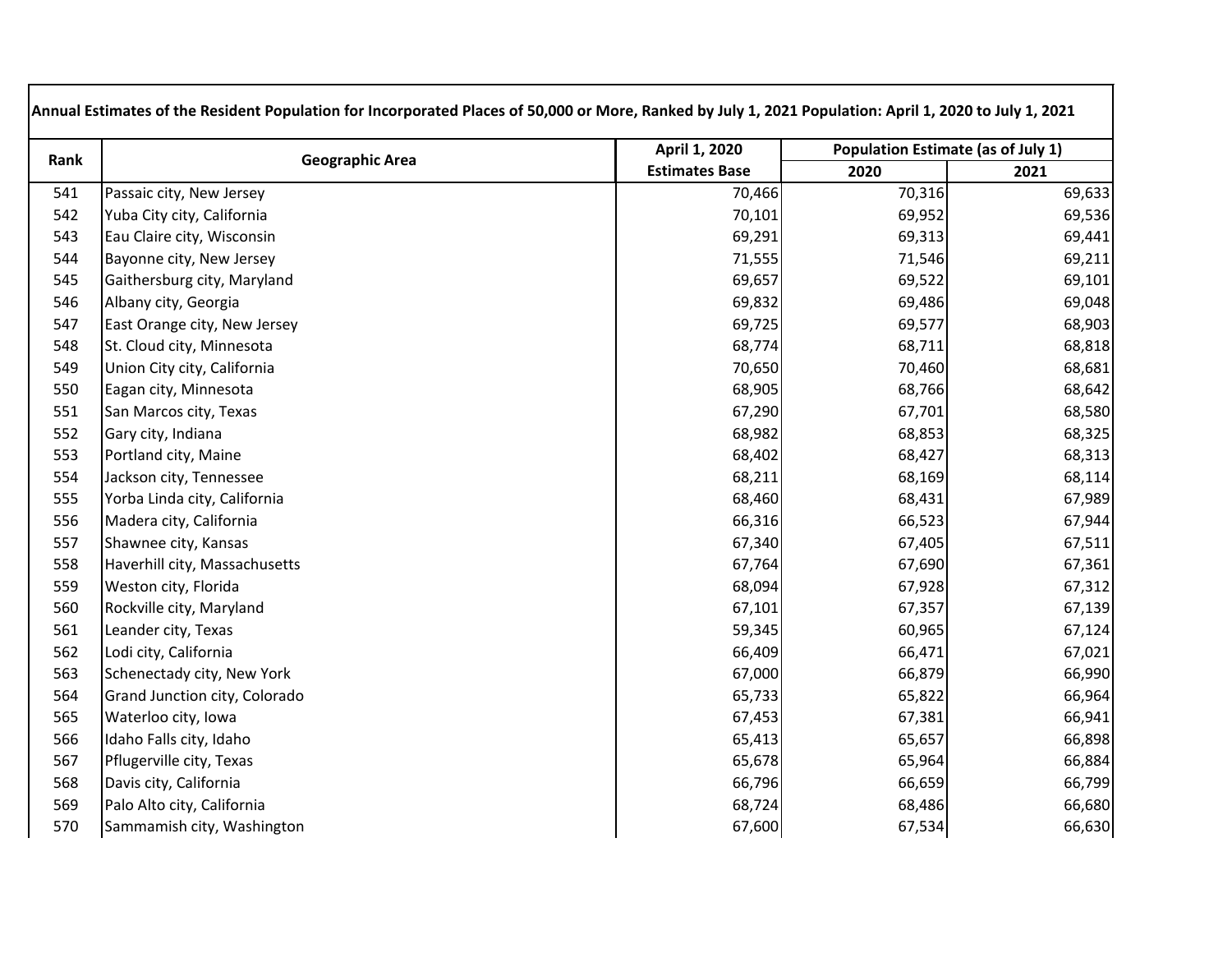| Annual Estimates of the Resident Population for Incorporated Places of 50,000 or More, Ranked by July 1, 2021 Population: April 1, 2020 to July 1, 2021 | | | | |
|---|---|---|---|---|
| Rank | Geographic Area | April 1, 2020 Estimates Base | Population Estimate (as of July 1) | |
| | | | 2020 | 2021 |
| 541 | Passaic city, New Jersey | 70,466 | 70,316 | 69,633 |
| 542 | Yuba City city, California | 70,101 | 69,952 | 69,536 |
| 543 | Eau Claire city, Wisconsin | 69,291 | 69,313 | 69,441 |
| 544 | Bayonne city, New Jersey | 71,555 | 71,546 | 69,211 |
| 545 | Gaithersburg city, Maryland | 69,657 | 69,522 | 69,101 |
| 546 | Albany city, Georgia | 69,832 | 69,486 | 69,048 |
| 547 | East Orange city, New Jersey | 69,725 | 69,577 | 68,903 |
| 548 | St. Cloud city, Minnesota | 68,774 | 68,711 | 68,818 |
| 549 | Union City city, California | 70,650 | 70,460 | 68,681 |
| 550 | Eagan city, Minnesota | 68,905 | 68,766 | 68,642 |
| 551 | San Marcos city, Texas | 67,290 | 67,701 | 68,580 |
| 552 | Gary city, Indiana | 68,982 | 68,853 | 68,325 |
| 553 | Portland city, Maine | 68,402 | 68,427 | 68,313 |
| 554 | Jackson city, Tennessee | 68,211 | 68,169 | 68,114 |
| 555 | Yorba Linda city, California | 68,460 | 68,431 | 67,989 |
| 556 | Madera city, California | 66,316 | 66,523 | 67,944 |
| 557 | Shawnee city, Kansas | 67,340 | 67,405 | 67,511 |
| 558 | Haverhill city, Massachusetts | 67,764 | 67,690 | 67,361 |
| 559 | Weston city, Florida | 68,094 | 67,928 | 67,312 |
| 560 | Rockville city, Maryland | 67,101 | 67,357 | 67,139 |
| 561 | Leander city, Texas | 59,345 | 60,965 | 67,124 |
| 562 | Lodi city, California | 66,409 | 66,471 | 67,021 |
| 563 | Schenectady city, New York | 67,000 | 66,879 | 66,990 |
| 564 | Grand Junction city, Colorado | 65,733 | 65,822 | 66,964 |
| 565 | Waterloo city, Iowa | 67,453 | 67,381 | 66,941 |
| 566 | Idaho Falls city, Idaho | 65,413 | 65,657 | 66,898 |
| 567 | Pflugerville city, Texas | 65,678 | 65,964 | 66,884 |
| 568 | Davis city, California | 66,796 | 66,659 | 66,799 |
| 569 | Palo Alto city, California | 68,724 | 68,486 | 66,680 |
| 570 | Sammamish city, Washington | 67,600 | 67,534 | 66,630 |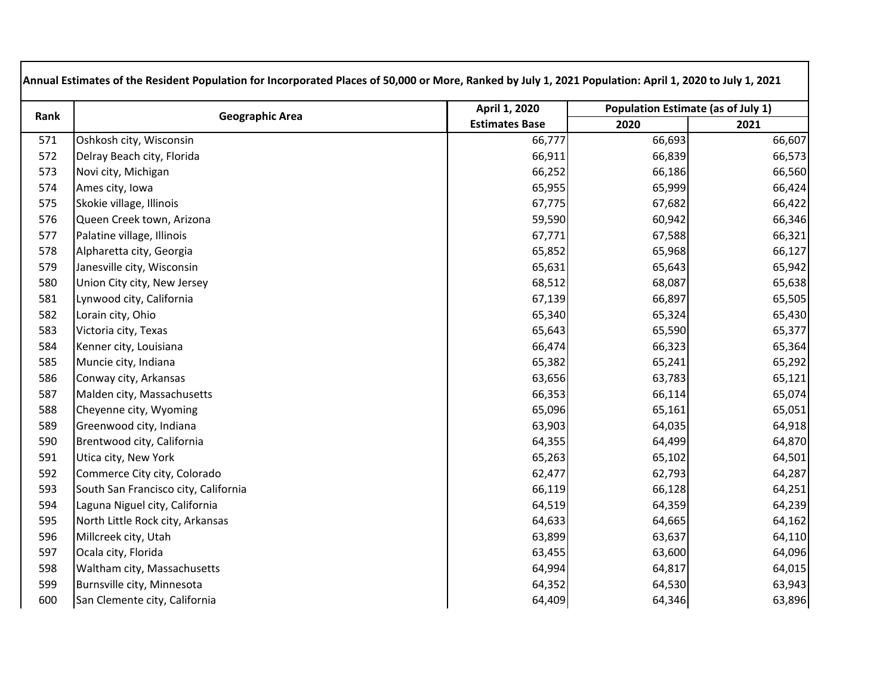| Annual Estimates of the Resident Population for Incorporated Places of 50,000 or More, Ranked by July 1, 2021 Population: April 1, 2020 to July 1, 2021 | | | | |
|---|---|---|---|---|
| Rank | Geographic Area | April 1, 2020 | Population Estimate (as of July 1) | |
| | | Estimates Base | 2020 | 2021 |
| 571 | Oshkosh city, Wisconsin | 66,777 | 66,693 | 66,607 |
| 572 | Delray Beach city, Florida | 66,911 | 66,839 | 66,573 |
| 573 | Novi city, Michigan | 66,252 | 66,186 | 66,560 |
| 574 | Ames city, Iowa | 65,955 | 65,999 | 66,424 |
| 575 | Skokie village, Illinois | 67,775 | 67,682 | 66,422 |
| 576 | Queen Creek town, Arizona | 59,590 | 60,942 | 66,346 |
| 577 | Palatine village, Illinois | 67,771 | 67,588 | 66,321 |
| 578 | Alpharetta city, Georgia | 65,852 | 65,968 | 66,127 |
| 579 | Janesville city, Wisconsin | 65,631 | 65,643 | 65,942 |
| 580 | Union City city, New Jersey | 68,512 | 68,087 | 65,638 |
| 581 | Lynwood city, California | 67,139 | 66,897 | 65,505 |
| 582 | Lorain city, Ohio | 65,340 | 65,324 | 65,430 |
| 583 | Victoria city, Texas | 65,643 | 65,590 | 65,377 |
| 584 | Kenner city, Louisiana | 66,474 | 66,323 | 65,364 |
| 585 | Muncie city, Indiana | 65,382 | 65,241 | 65,292 |
| 586 | Conway city, Arkansas | 63,656 | 63,783 | 65,121 |
| 587 | Malden city, Massachusetts | 66,353 | 66,114 | 65,074 |
| 588 | Cheyenne city, Wyoming | 65,096 | 65,161 | 65,051 |
| 589 | Greenwood city, Indiana | 63,903 | 64,035 | 64,918 |
| 590 | Brentwood city, California | 64,355 | 64,499 | 64,870 |
| 591 | Utica city, New York | 65,263 | 65,102 | 64,501 |
| 592 | Commerce City city, Colorado | 62,477 | 62,793 | 64,287 |
| 593 | South San Francisco city, California | 66,119 | 66,128 | 64,251 |
| 594 | Laguna Niguel city, California | 64,519 | 64,359 | 64,239 |
| 595 | North Little Rock city, Arkansas | 64,633 | 64,665 | 64,162 |
| 596 | Millcreek city, Utah | 63,899 | 63,637 | 64,110 |
| 597 | Ocala city, Florida | 63,455 | 63,600 | 64,096 |
| 598 | Waltham city, Massachusetts | 64,994 | 64,817 | 64,015 |
| 599 | Burnsville city, Minnesota | 64,352 | 64,530 | 63,943 |
| 600 | San Clemente city, California | 64,409 | 64,346 | 63,896 |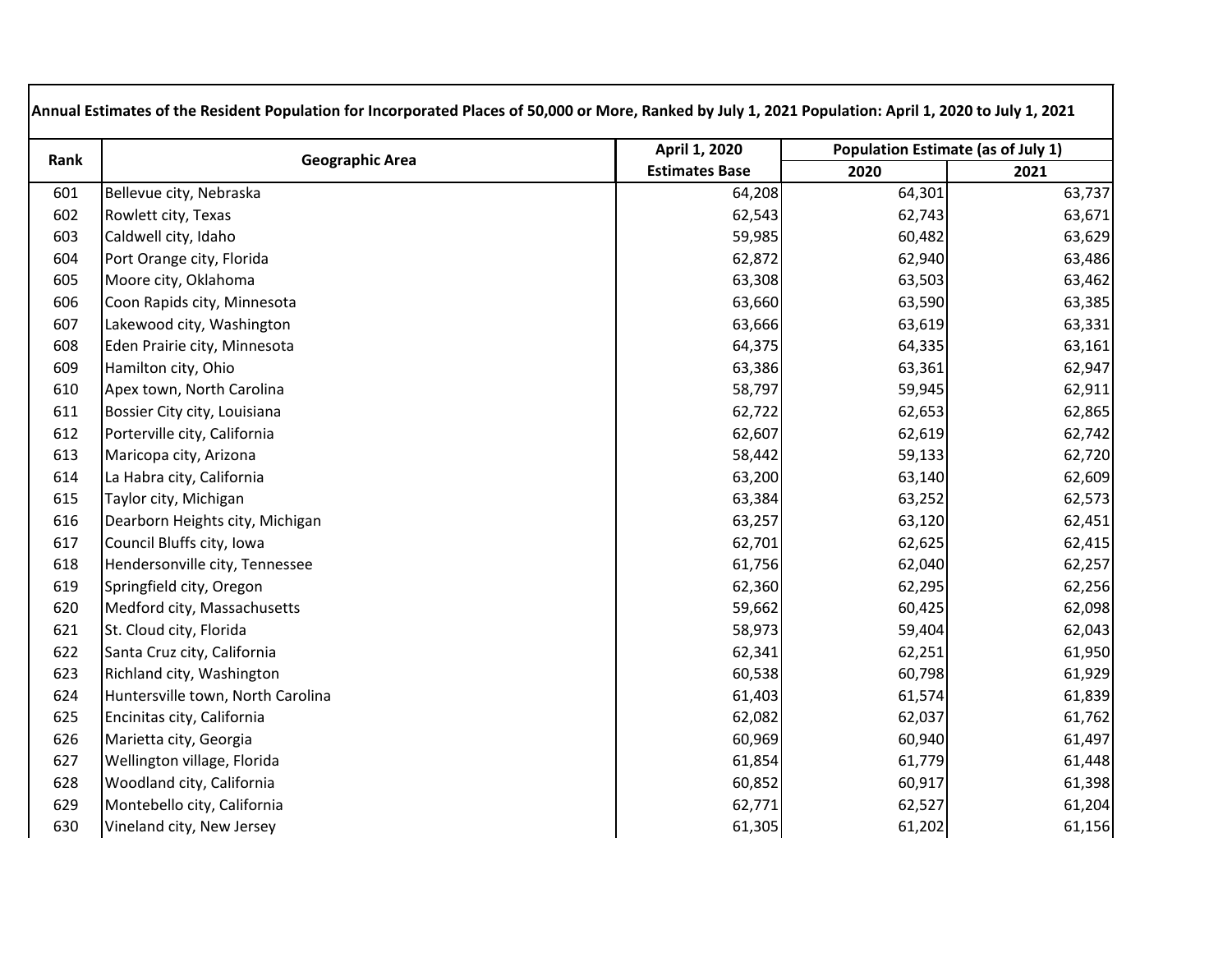| Annual Estimates of the Resident Population for Incorporated Places of 50,000 or More, Ranked by July 1, 2021 Population: April 1, 2020 to July 1, 2021 | | | | |
|---|---|---|---|---|
| **Rank** | **Geographic Area** | **April 1, 2020 Estimates Base** | **Population Estimate (as of July 1)** | |
| | | | **2020** | **2021** |
| 601 | Bellevue city, Nebraska | 64,208 | 64,301 | 63,737 |
| 602 | Rowlett city, Texas | 62,543 | 62,743 | 63,671 |
| 603 | Caldwell city, Idaho | 59,985 | 60,482 | 63,629 |
| 604 | Port Orange city, Florida | 62,872 | 62,940 | 63,486 |
| 605 | Moore city, Oklahoma | 63,308 | 63,503 | 63,462 |
| 606 | Coon Rapids city, Minnesota | 63,660 | 63,590 | 63,385 |
| 607 | Lakewood city, Washington | 63,666 | 63,619 | 63,331 |
| 608 | Eden Prairie city, Minnesota | 64,375 | 64,335 | 63,161 |
| 609 | Hamilton city, Ohio | 63,386 | 63,361 | 62,947 |
| 610 | Apex town, North Carolina | 58,797 | 59,945 | 62,911 |
| 611 | Bossier City city, Louisiana | 62,722 | 62,653 | 62,865 |
| 612 | Porterville city, California | 62,607 | 62,619 | 62,742 |
| 613 | Maricopa city, Arizona | 58,442 | 59,133 | 62,720 |
| 614 | La Habra city, California | 63,200 | 63,140 | 62,609 |
| 615 | Taylor city, Michigan | 63,384 | 63,252 | 62,573 |
| 616 | Dearborn Heights city, Michigan | 63,257 | 63,120 | 62,451 |
| 617 | Council Bluffs city, Iowa | 62,701 | 62,625 | 62,415 |
| 618 | Hendersonville city, Tennessee | 61,756 | 62,040 | 62,257 |
| 619 | Springfield city, Oregon | 62,360 | 62,295 | 62,256 |
| 620 | Medford city, Massachusetts | 59,662 | 60,425 | 62,098 |
| 621 | St. Cloud city, Florida | 58,973 | 59,404 | 62,043 |
| 622 | Santa Cruz city, California | 62,341 | 62,251 | 61,950 |
| 623 | Richland city, Washington | 60,538 | 60,798 | 61,929 |
| 624 | Huntersville town, North Carolina | 61,403 | 61,574 | 61,839 |
| 625 | Encinitas city, California | 62,082 | 62,037 | 61,762 |
| 626 | Marietta city, Georgia | 60,969 | 60,940 | 61,497 |
| 627 | Wellington village, Florida | 61,854 | 61,779 | 61,448 |
| 628 | Woodland city, California | 60,852 | 60,917 | 61,398 |
| 629 | Montebello city, California | 62,771 | 62,527 | 61,204 |
| 630 | Vineland city, New Jersey | 61,305 | 61,202 | 61,156 |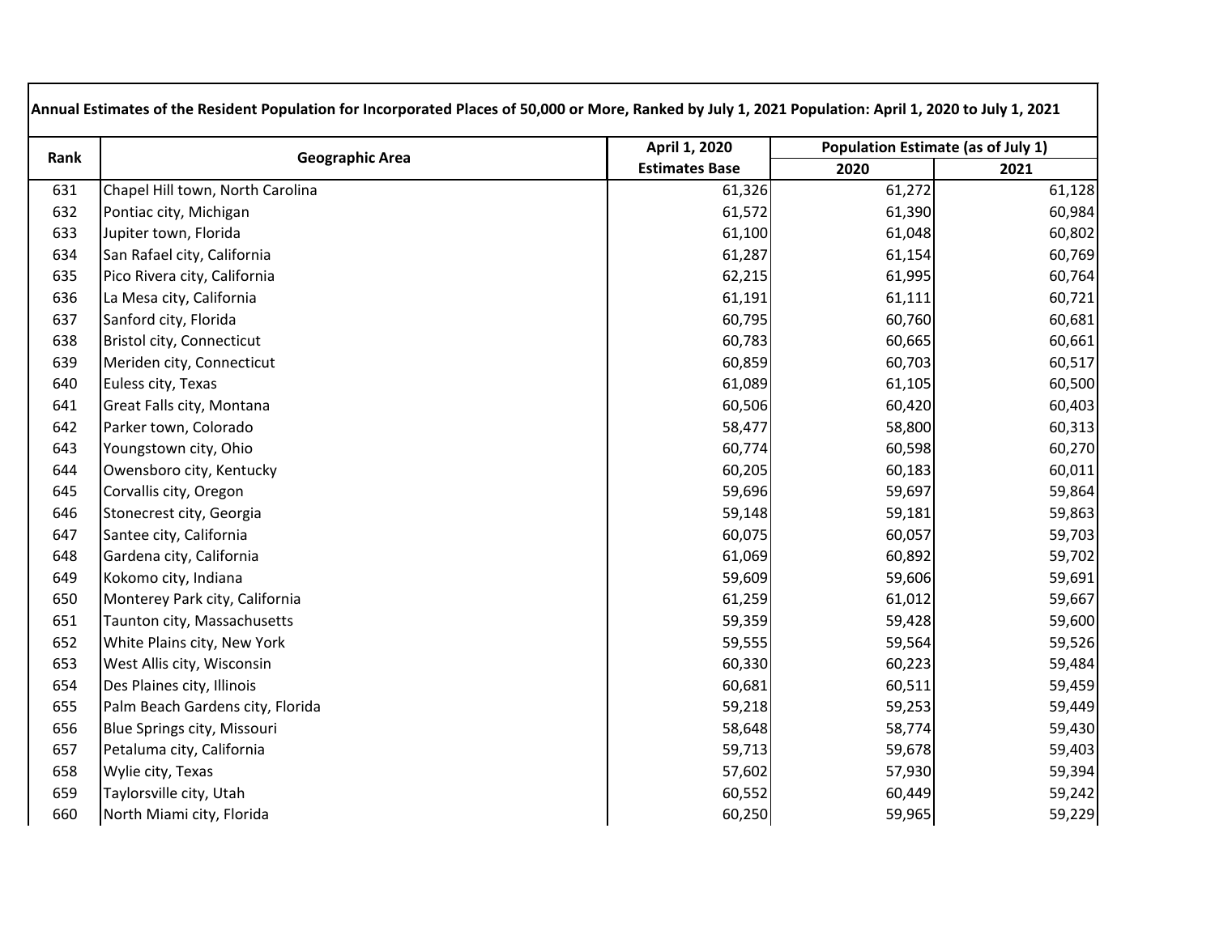| Annual Estimates of the Resident Population for Incorporated Places of 50,000 or More, Ranked by July 1, 2021 Population: April 1, 2020 to July 1, 2021 | | | | |
|---|---|---|---|---|
| Rank | Geographic Area | April 1, 2020 | Population Estimate (as of July 1) | |
| | | Estimates Base | 2020 | 2021 |
| 631 | Chapel Hill town, North Carolina | 61,326 | 61,272 | 61,128 |
| 632 | Pontiac city, Michigan | 61,572 | 61,390 | 60,984 |
| 633 | Jupiter town, Florida | 61,100 | 61,048 | 60,802 |
| 634 | San Rafael city, California | 61,287 | 61,154 | 60,769 |
| 635 | Pico Rivera city, California | 62,215 | 61,995 | 60,764 |
| 636 | La Mesa city, California | 61,191 | 61,111 | 60,721 |
| 637 | Sanford city, Florida | 60,795 | 60,760 | 60,681 |
| 638 | Bristol city, Connecticut | 60,783 | 60,665 | 60,661 |
| 639 | Meriden city, Connecticut | 60,859 | 60,703 | 60,517 |
| 640 | Euless city, Texas | 61,089 | 61,105 | 60,500 |
| 641 | Great Falls city, Montana | 60,506 | 60,420 | 60,403 |
| 642 | Parker town, Colorado | 58,477 | 58,800 | 60,313 |
| 643 | Youngstown city, Ohio | 60,774 | 60,598 | 60,270 |
| 644 | Owensboro city, Kentucky | 60,205 | 60,183 | 60,011 |
| 645 | Corvallis city, Oregon | 59,696 | 59,697 | 59,864 |
| 646 | Stonecrest city, Georgia | 59,148 | 59,181 | 59,863 |
| 647 | Santee city, California | 60,075 | 60,057 | 59,703 |
| 648 | Gardena city, California | 61,069 | 60,892 | 59,702 |
| 649 | Kokomo city, Indiana | 59,609 | 59,606 | 59,691 |
| 650 | Monterey Park city, California | 61,259 | 61,012 | 59,667 |
| 651 | Taunton city, Massachusetts | 59,359 | 59,428 | 59,600 |
| 652 | White Plains city, New York | 59,555 | 59,564 | 59,526 |
| 653 | West Allis city, Wisconsin | 60,330 | 60,223 | 59,484 |
| 654 | Des Plaines city, Illinois | 60,681 | 60,511 | 59,459 |
| 655 | Palm Beach Gardens city, Florida | 59,218 | 59,253 | 59,449 |
| 656 | Blue Springs city, Missouri | 58,648 | 58,774 | 59,430 |
| 657 | Petaluma city, California | 59,713 | 59,678 | 59,403 |
| 658 | Wylie city, Texas | 57,602 | 57,930 | 59,394 |
| 659 | Taylorsville city, Utah | 60,552 | 60,449 | 59,242 |
| 660 | North Miami city, Florida | 60,250 | 59,965 | 59,229 |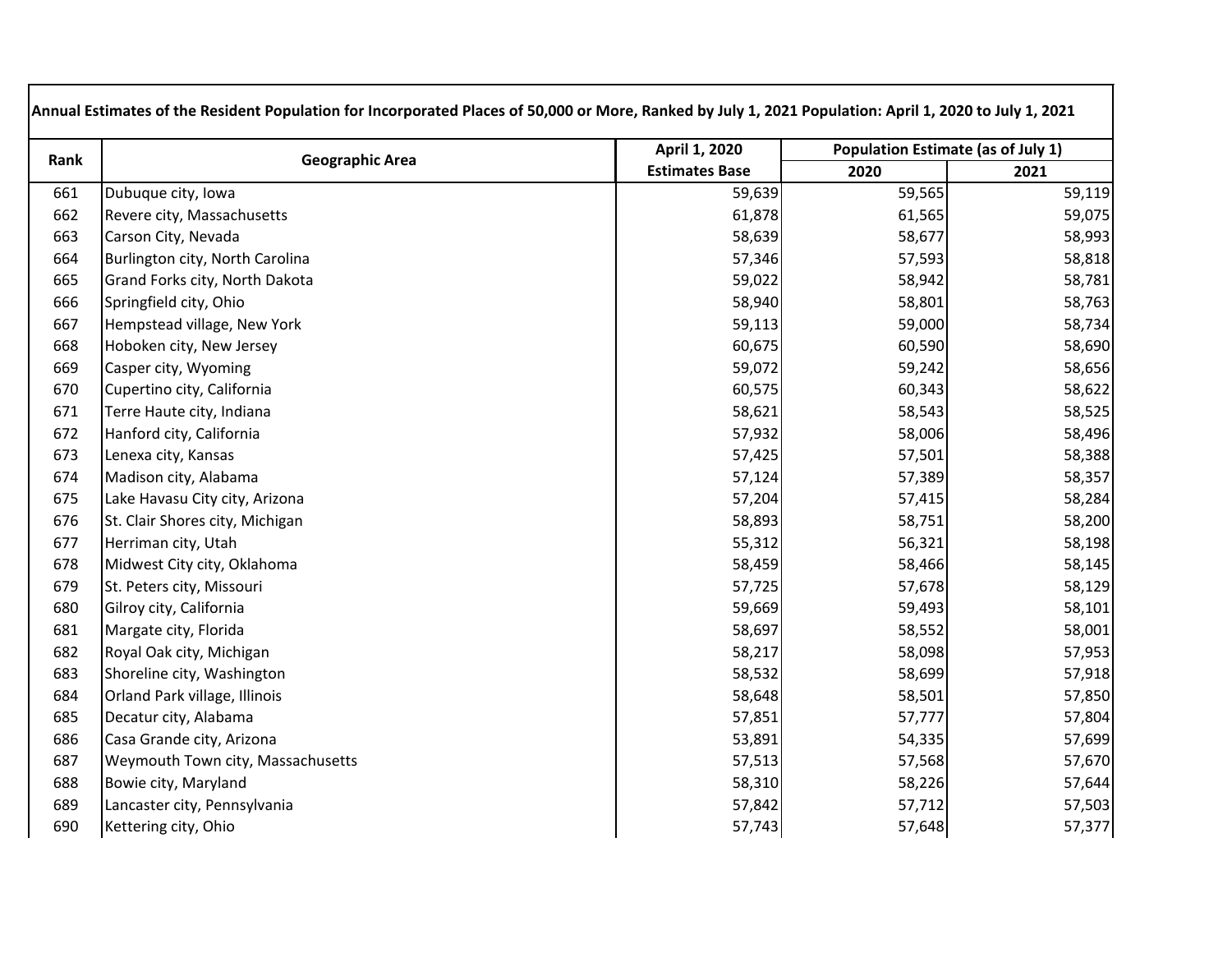**Annual Estimates of the Resident Population for Incorporated Places of 50,000 or More, Ranked by July 1, 2021 Population: April 1, 2020 to July 1, 2021**

| Rank | Geographic Area | April 1, 2020 | Population Estimate (as of July 1) | |
|---|---|---|---|---|
| | | Estimates Base | 2020 | 2021 |
| 661 | Dubuque city, Iowa | 59,639 | 59,565 | 59,119 |
| 662 | Revere city, Massachusetts | 61,878 | 61,565 | 59,075 |
| 663 | Carson City, Nevada | 58,639 | 58,677 | 58,993 |
| 664 | Burlington city, North Carolina | 57,346 | 57,593 | 58,818 |
| 665 | Grand Forks city, North Dakota | 59,022 | 58,942 | 58,781 |
| 666 | Springfield city, Ohio | 58,940 | 58,801 | 58,763 |
| 667 | Hempstead village, New York | 59,113 | 59,000 | 58,734 |
| 668 | Hoboken city, New Jersey | 60,675 | 60,590 | 58,690 |
| 669 | Casper city, Wyoming | 59,072 | 59,242 | 58,656 |
| 670 | Cupertino city, California | 60,575 | 60,343 | 58,622 |
| 671 | Terre Haute city, Indiana | 58,621 | 58,543 | 58,525 |
| 672 | Hanford city, California | 57,932 | 58,006 | 58,496 |
| 673 | Lenexa city, Kansas | 57,425 | 57,501 | 58,388 |
| 674 | Madison city, Alabama | 57,124 | 57,389 | 58,357 |
| 675 | Lake Havasu City city, Arizona | 57,204 | 57,415 | 58,284 |
| 676 | St. Clair Shores city, Michigan | 58,893 | 58,751 | 58,200 |
| 677 | Herriman city, Utah | 55,312 | 56,321 | 58,198 |
| 678 | Midwest City city, Oklahoma | 58,459 | 58,466 | 58,145 |
| 679 | St. Peters city, Missouri | 57,725 | 57,678 | 58,129 |
| 680 | Gilroy city, California | 59,669 | 59,493 | 58,101 |
| 681 | Margate city, Florida | 58,697 | 58,552 | 58,001 |
| 682 | Royal Oak city, Michigan | 58,217 | 58,098 | 57,953 |
| 683 | Shoreline city, Washington | 58,532 | 58,699 | 57,918 |
| 684 | Orland Park village, Illinois | 58,648 | 58,501 | 57,850 |
| 685 | Decatur city, Alabama | 57,851 | 57,777 | 57,804 |
| 686 | Casa Grande city, Arizona | 53,891 | 54,335 | 57,699 |
| 687 | Weymouth Town city, Massachusetts | 57,513 | 57,568 | 57,670 |
| 688 | Bowie city, Maryland | 58,310 | 58,226 | 57,644 |
| 689 | Lancaster city, Pennsylvania | 57,842 | 57,712 | 57,503 |
| 690 | Kettering city, Ohio | 57,743 | 57,648 | 57,377 |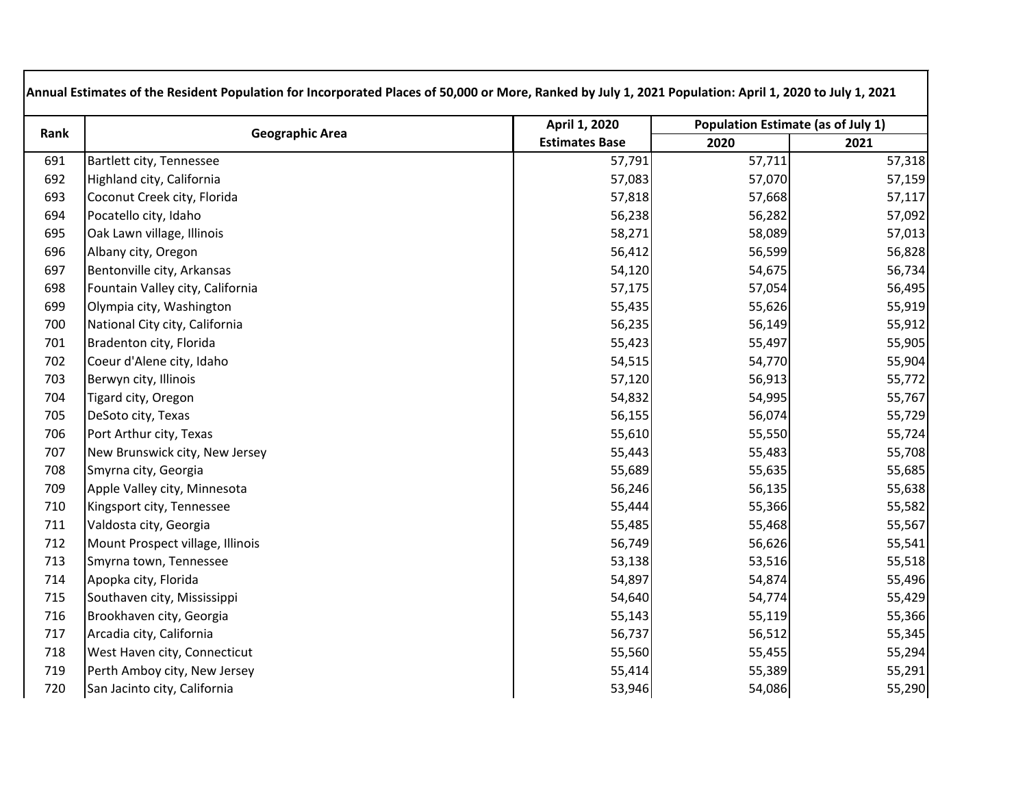| Annual Estimates of the Resident Population for Incorporated Places of 50,000 or More, Ranked by July 1, 2021 Population: April 1, 2020 to July 1, 2021 | | | | |
|---|---|---|---|---|
| Rank | Geographic Area | April 1, 2020 Estimates Base | Population Estimate (as of July 1) | |
| | | | 2020 | 2021 |
| 691 | Bartlett city, Tennessee | 57,791 | 57,711 | 57,318 |
| 692 | Highland city, California | 57,083 | 57,070 | 57,159 |
| 693 | Coconut Creek city, Florida | 57,818 | 57,668 | 57,117 |
| 694 | Pocatello city, Idaho | 56,238 | 56,282 | 57,092 |
| 695 | Oak Lawn village, Illinois | 58,271 | 58,089 | 57,013 |
| 696 | Albany city, Oregon | 56,412 | 56,599 | 56,828 |
| 697 | Bentonville city, Arkansas | 54,120 | 54,675 | 56,734 |
| 698 | Fountain Valley city, California | 57,175 | 57,054 | 56,495 |
| 699 | Olympia city, Washington | 55,435 | 55,626 | 55,919 |
| 700 | National City city, California | 56,235 | 56,149 | 55,912 |
| 701 | Bradenton city, Florida | 55,423 | 55,497 | 55,905 |
| 702 | Coeur d'Alene city, Idaho | 54,515 | 54,770 | 55,904 |
| 703 | Berwyn city, Illinois | 57,120 | 56,913 | 55,772 |
| 704 | Tigard city, Oregon | 54,832 | 54,995 | 55,767 |
| 705 | DeSoto city, Texas | 56,155 | 56,074 | 55,729 |
| 706 | Port Arthur city, Texas | 55,610 | 55,550 | 55,724 |
| 707 | New Brunswick city, New Jersey | 55,443 | 55,483 | 55,708 |
| 708 | Smyrna city, Georgia | 55,689 | 55,635 | 55,685 |
| 709 | Apple Valley city, Minnesota | 56,246 | 56,135 | 55,638 |
| 710 | Kingsport city, Tennessee | 55,444 | 55,366 | 55,582 |
| 711 | Valdosta city, Georgia | 55,485 | 55,468 | 55,567 |
| 712 | Mount Prospect village, Illinois | 56,749 | 56,626 | 55,541 |
| 713 | Smyrna town, Tennessee | 53,138 | 53,516 | 55,518 |
| 714 | Apopka city, Florida | 54,897 | 54,874 | 55,496 |
| 715 | Southaven city, Mississippi | 54,640 | 54,774 | 55,429 |
| 716 | Brookhaven city, Georgia | 55,143 | 55,119 | 55,366 |
| 717 | Arcadia city, California | 56,737 | 56,512 | 55,345 |
| 718 | West Haven city, Connecticut | 55,560 | 55,455 | 55,294 |
| 719 | Perth Amboy city, New Jersey | 55,414 | 55,389 | 55,291 |
| 720 | San Jacinto city, California | 53,946 | 54,086 | 55,290 |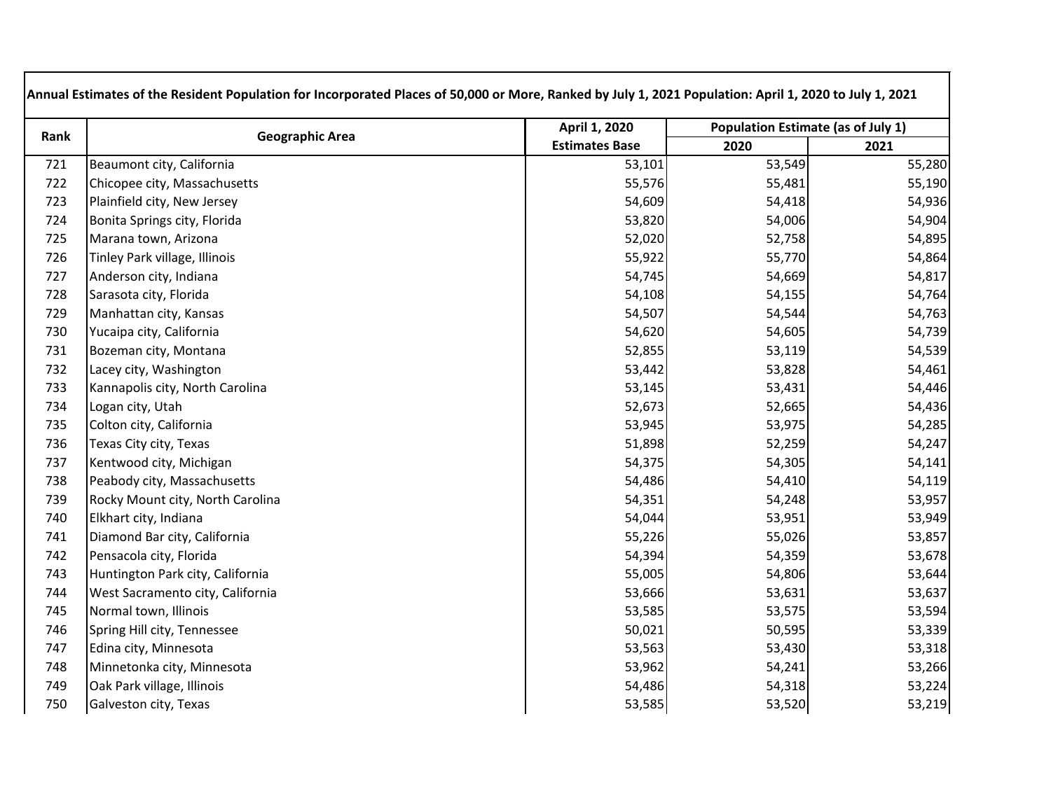**Annual Estimates of the Resident Population for Incorporated Places of 50,000 or More, Ranked by July 1, 2021 Population: April 1, 2020 to July 1, 2021**

| Rank | Geographic Area | April 1, 2020 Estimates Base | Population Estimate (as of July 1) | |
|---|---|---|---|---|
| | | | 2020 | 2021 |
| 721 | Beaumont city, California | 53,101 | 53,549 | 55,280 |
| 722 | Chicopee city, Massachusetts | 55,576 | 55,481 | 55,190 |
| 723 | Plainfield city, New Jersey | 54,609 | 54,418 | 54,936 |
| 724 | Bonita Springs city, Florida | 53,820 | 54,006 | 54,904 |
| 725 | Marana town, Arizona | 52,020 | 52,758 | 54,895 |
| 726 | Tinley Park village, Illinois | 55,922 | 55,770 | 54,864 |
| 727 | Anderson city, Indiana | 54,745 | 54,669 | 54,817 |
| 728 | Sarasota city, Florida | 54,108 | 54,155 | 54,764 |
| 729 | Manhattan city, Kansas | 54,507 | 54,544 | 54,763 |
| 730 | Yucaipa city, California | 54,620 | 54,605 | 54,739 |
| 731 | Bozeman city, Montana | 52,855 | 53,119 | 54,539 |
| 732 | Lacey city, Washington | 53,442 | 53,828 | 54,461 |
| 733 | Kannapolis city, North Carolina | 53,145 | 53,431 | 54,446 |
| 734 | Logan city, Utah | 52,673 | 52,665 | 54,436 |
| 735 | Colton city, California | 53,945 | 53,975 | 54,285 |
| 736 | Texas City city, Texas | 51,898 | 52,259 | 54,247 |
| 737 | Kentwood city, Michigan | 54,375 | 54,305 | 54,141 |
| 738 | Peabody city, Massachusetts | 54,486 | 54,410 | 54,119 |
| 739 | Rocky Mount city, North Carolina | 54,351 | 54,248 | 53,957 |
| 740 | Elkhart city, Indiana | 54,044 | 53,951 | 53,949 |
| 741 | Diamond Bar city, California | 55,226 | 55,026 | 53,857 |
| 742 | Pensacola city, Florida | 54,394 | 54,359 | 53,678 |
| 743 | Huntington Park city, California | 55,005 | 54,806 | 53,644 |
| 744 | West Sacramento city, California | 53,666 | 53,631 | 53,637 |
| 745 | Normal town, Illinois | 53,585 | 53,575 | 53,594 |
| 746 | Spring Hill city, Tennessee | 50,021 | 50,595 | 53,339 |
| 747 | Edina city, Minnesota | 53,563 | 53,430 | 53,318 |
| 748 | Minnetonka city, Minnesota | 53,962 | 54,241 | 53,266 |
| 749 | Oak Park village, Illinois | 54,486 | 54,318 | 53,224 |
| 750 | Galveston city, Texas | 53,585 | 53,520 | 53,219 |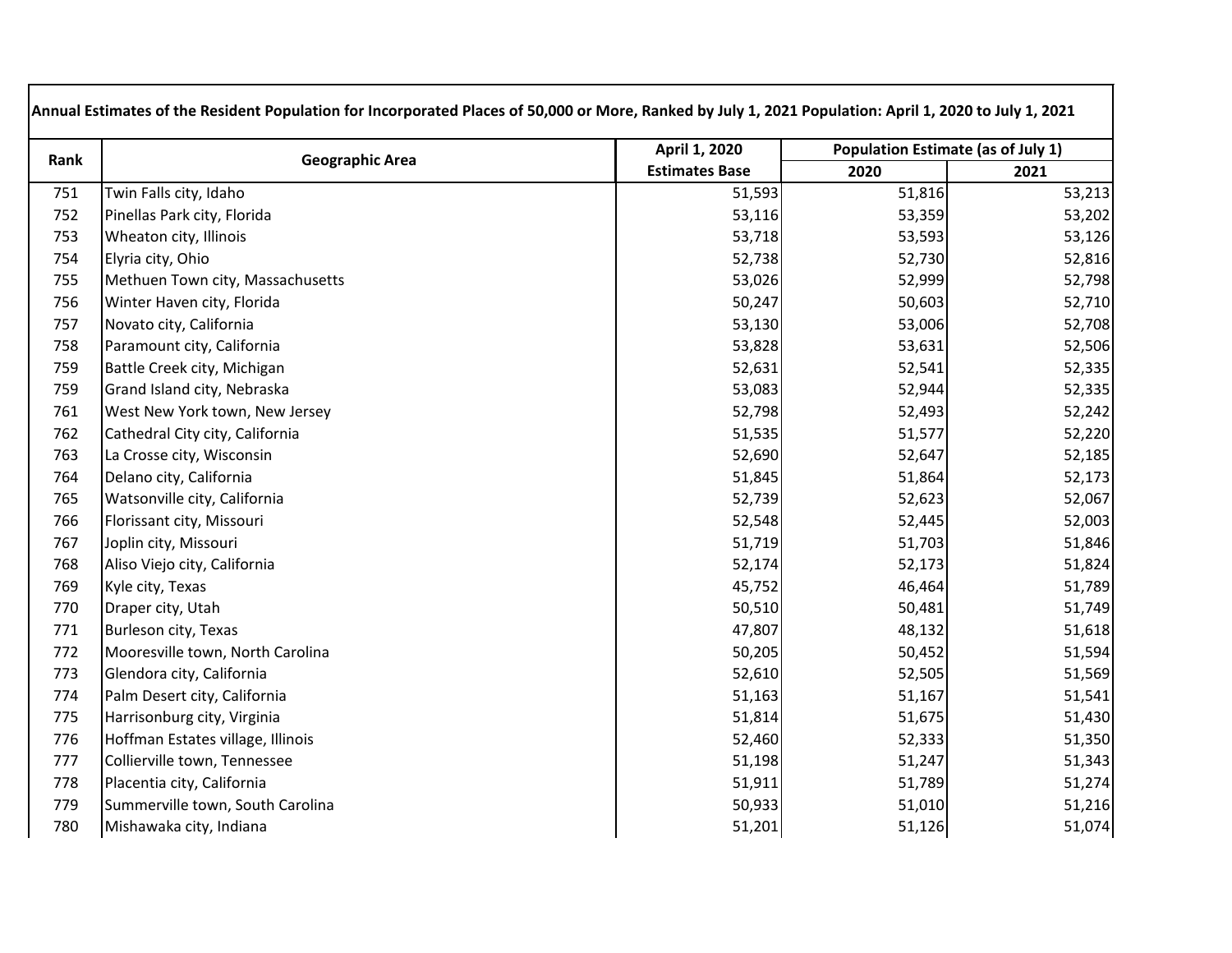| Rank | Geographic Area | April 1, 2020 Estimates Base | Population Estimate (as of July 1) | |
|---|---|---|---|---|
| | | | 2020 | 2021 |
| 751 | Twin Falls city, Idaho | 51,593 | 51,816 | 53,213 |
| 752 | Pinellas Park city, Florida | 53,116 | 53,359 | 53,202 |
| 753 | Wheaton city, Illinois | 53,718 | 53,593 | 53,126 |
| 754 | Elyria city, Ohio | 52,738 | 52,730 | 52,816 |
| 755 | Methuen Town city, Massachusetts | 53,026 | 52,999 | 52,798 |
| 756 | Winter Haven city, Florida | 50,247 | 50,603 | 52,710 |
| 757 | Novato city, California | 53,130 | 53,006 | 52,708 |
| 758 | Paramount city, California | 53,828 | 53,631 | 52,506 |
| 759 | Battle Creek city, Michigan | 52,631 | 52,541 | 52,335 |
| 759 | Grand Island city, Nebraska | 53,083 | 52,944 | 52,335 |
| 761 | West New York town, New Jersey | 52,798 | 52,493 | 52,242 |
| 762 | Cathedral City city, California | 51,535 | 51,577 | 52,220 |
| 763 | La Crosse city, Wisconsin | 52,690 | 52,647 | 52,185 |
| 764 | Delano city, California | 51,845 | 51,864 | 52,173 |
| 765 | Watsonville city, California | 52,739 | 52,623 | 52,067 |
| 766 | Florissant city, Missouri | 52,548 | 52,445 | 52,003 |
| 767 | Joplin city, Missouri | 51,719 | 51,703 | 51,846 |
| 768 | Aliso Viejo city, California | 52,174 | 52,173 | 51,824 |
| 769 | Kyle city, Texas | 45,752 | 46,464 | 51,789 |
| 770 | Draper city, Utah | 50,510 | 50,481 | 51,749 |
| 771 | Burleson city, Texas | 47,807 | 48,132 | 51,618 |
| 772 | Mooresville town, North Carolina | 50,205 | 50,452 | 51,594 |
| 773 | Glendora city, California | 52,610 | 52,505 | 51,569 |
| 774 | Palm Desert city, California | 51,163 | 51,167 | 51,541 |
| 775 | Harrisonburg city, Virginia | 51,814 | 51,675 | 51,430 |
| 776 | Hoffman Estates village, Illinois | 52,460 | 52,333 | 51,350 |
| 777 | Collierville town, Tennessee | 51,198 | 51,247 | 51,343 |
| 778 | Placentia city, California | 51,911 | 51,789 | 51,274 |
| 779 | Summerville town, South Carolina | 50,933 | 51,010 | 51,216 |
| 780 | Mishawaka city, Indiana | 51,201 | 51,126 | 51,074 |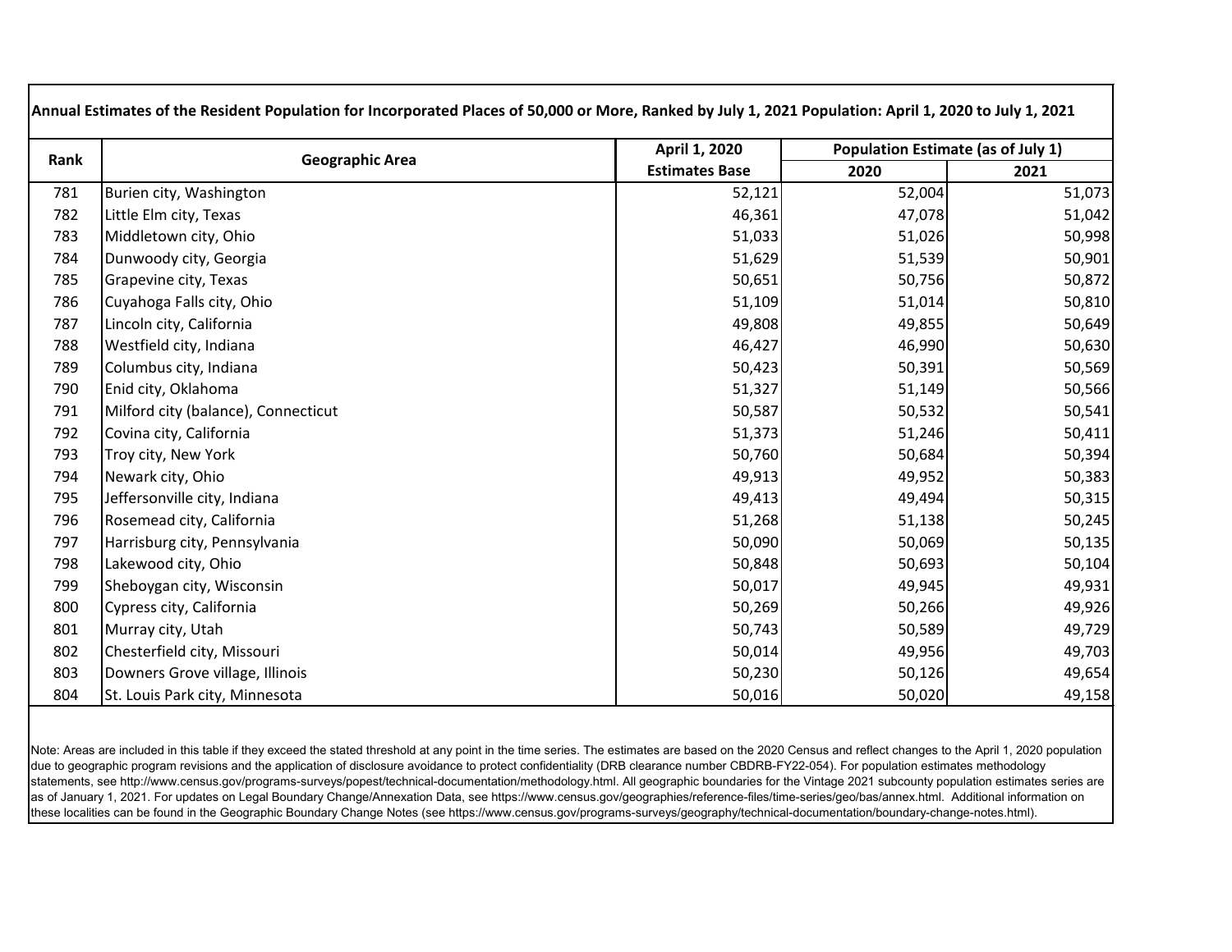**Annual Estimates of the Resident Population for Incorporated Places of 50,000 or More, Ranked by July 1, 2021 Population: April 1, 2020 to July 1, 2021**

| Rank | Geographic Area | April 1, 2020 Estimates Base | Population Estimate (as of July 1) | |
|---|---|---|---|---|
| | | | 2020 | 2021 |
| 781 | Burien city, Washington | 52,121 | 52,004 | 51,073 |
| 782 | Little Elm city, Texas | 46,361 | 47,078 | 51,042 |
| 783 | Middletown city, Ohio | 51,033 | 51,026 | 50,998 |
| 784 | Dunwoody city, Georgia | 51,629 | 51,539 | 50,901 |
| 785 | Grapevine city, Texas | 50,651 | 50,756 | 50,872 |
| 786 | Cuyahoga Falls city, Ohio | 51,109 | 51,014 | 50,810 |
| 787 | Lincoln city, California | 49,808 | 49,855 | 50,649 |
| 788 | Westfield city, Indiana | 46,427 | 46,990 | 50,630 |
| 789 | Columbus city, Indiana | 50,423 | 50,391 | 50,569 |
| 790 | Enid city, Oklahoma | 51,327 | 51,149 | 50,566 |
| 791 | Milford city (balance), Connecticut | 50,587 | 50,532 | 50,541 |
| 792 | Covina city, California | 51,373 | 51,246 | 50,411 |
| 793 | Troy city, New York | 50,760 | 50,684 | 50,394 |
| 794 | Newark city, Ohio | 49,913 | 49,952 | 50,383 |
| 795 | Jeffersonville city, Indiana | 49,413 | 49,494 | 50,315 |
| 796 | Rosemead city, California | 51,268 | 51,138 | 50,245 |
| 797 | Harrisburg city, Pennsylvania | 50,090 | 50,069 | 50,135 |
| 798 | Lakewood city, Ohio | 50,848 | 50,693 | 50,104 |
| 799 | Sheboygan city, Wisconsin | 50,017 | 49,945 | 49,931 |
| 800 | Cypress city, California | 50,269 | 50,266 | 49,926 |
| 801 | Murray city, Utah | 50,743 | 50,589 | 49,729 |
| 802 | Chesterfield city, Missouri | 50,014 | 49,956 | 49,703 |
| 803 | Downers Grove village, Illinois | 50,230 | 50,126 | 49,654 |
| 804 | St. Louis Park city, Minnesota | 50,016 | 50,020 | 49,158 |

Note: Areas are included in this table if they exceed the stated threshold at any point in the time series. The estimates are based on the 2020 Census and reflect changes to the April 1, 2020 population due to geographic program revisions and the application of disclosure avoidance to protect confidentiality (DRB clearance number CBDRB-FY22-054). For population estimates methodology statements, see http://www.census.gov/programs-surveys/popest/technical-documentation/methodology.html. All geographic boundaries for the Vintage 2021 subcounty population estimates series are as of January 1, 2021. For updates on Legal Boundary Change/Annexation Data, see https://www.census.gov/geographies/reference-files/time-series/geo/bas/annex.html. Additional information on these localities can be found in the Geographic Boundary Change Notes (see https://www.census.gov/programs-surveys/geography/technical-documentation/boundary-change-notes.html).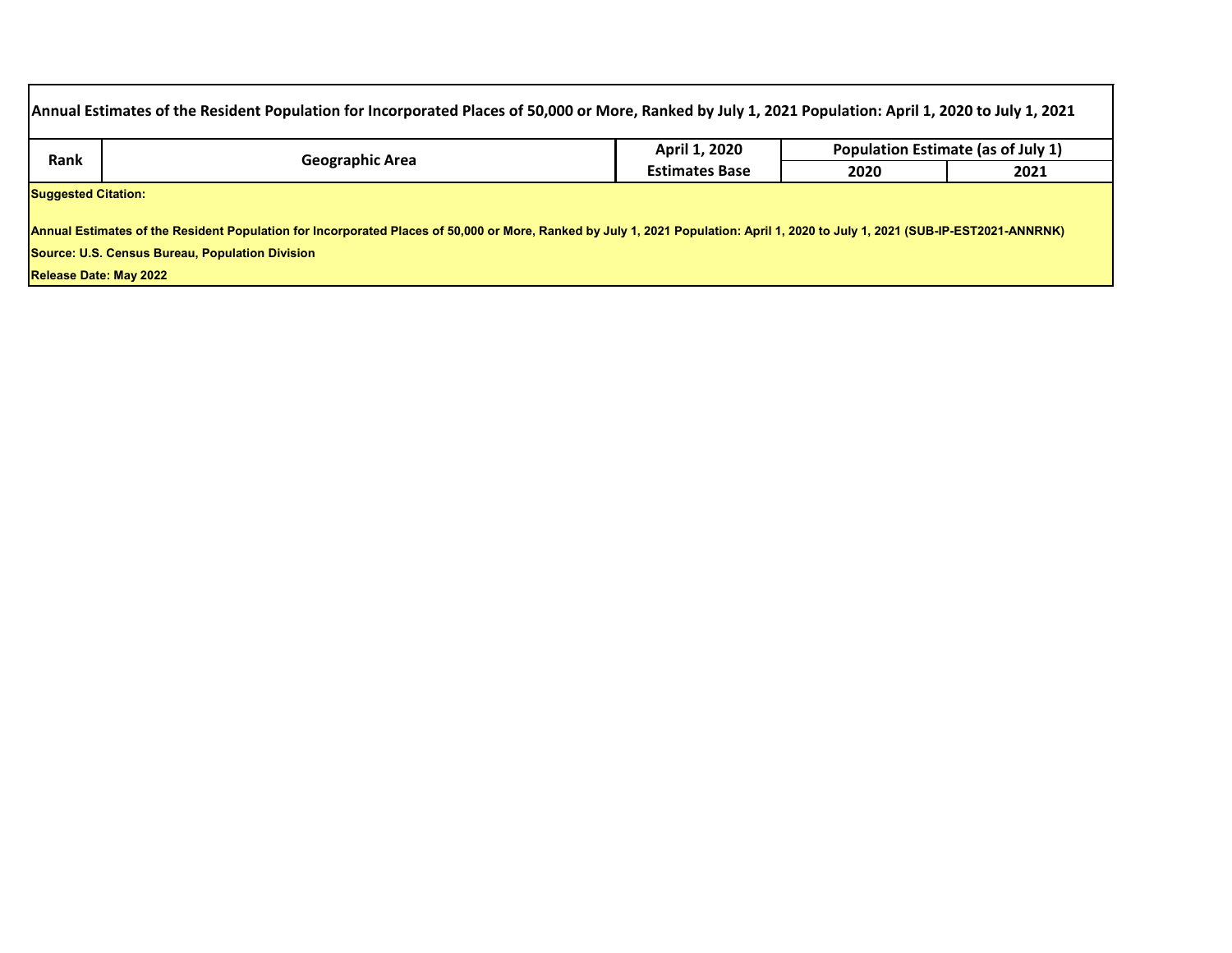| Annual Estimates of the Resident Population for Incorporated Places of 50,000 or More, Ranked by July 1, 2021 Population: April 1, 2020 to July 1, 2021 | | | | |
|---|---|---|---|---|
| Rank | Geographic Area | April 1, 2020 Estimates Base | Population Estimate (as of July 1) | |
| | | | 2020 | 2021 |

**Suggested Citation:**

**Annual Estimates of the Resident Population for Incorporated Places of 50,000 or More, Ranked by July 1, 2021 Population: April 1, 2020 to July 1, 2021 (SUB-IP-EST2021-ANNRNK)**

**Source: U.S. Census Bureau, Population Division**

**Release Date: May 2022**